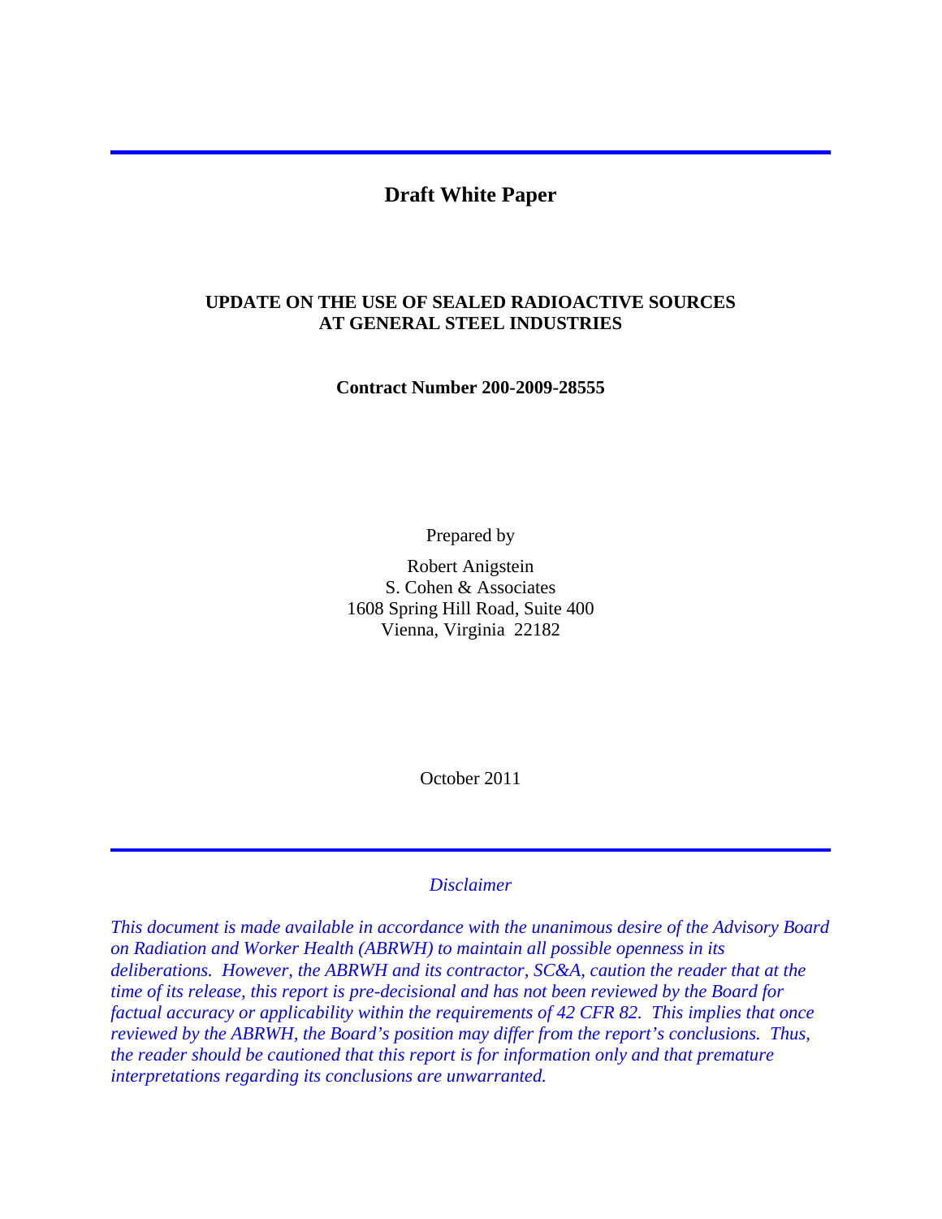# Draft White Paper

## UPDATE ON THE USE OF SEALED RADIOACTIVE SOURCES AT GENERAL STEEL INDUSTRIES

**Contract Number 200-2009-28555**

Prepared by

Robert Anigstein
S. Cohen & Associates
1608 Spring Hill Road, Suite 400
Vienna, Virginia 22182

October 2011

---

*Disclaimer*

*This document is made available in accordance with the unanimous desire of the Advisory Board on Radiation and Worker Health (ABRWH) to maintain all possible openness in its deliberations. However, the ABRWH and its contractor, SC&A, caution the reader that at the time of its release, this report is pre-decisional and has not been reviewed by the Board for factual accuracy or applicability within the requirements of 42 CFR 82. This implies that once reviewed by the ABRWH, the Board's position may differ from the report's conclusions. Thus, the reader should be cautioned that this report is for information only and that premature interpretations regarding its conclusions are unwarranted.*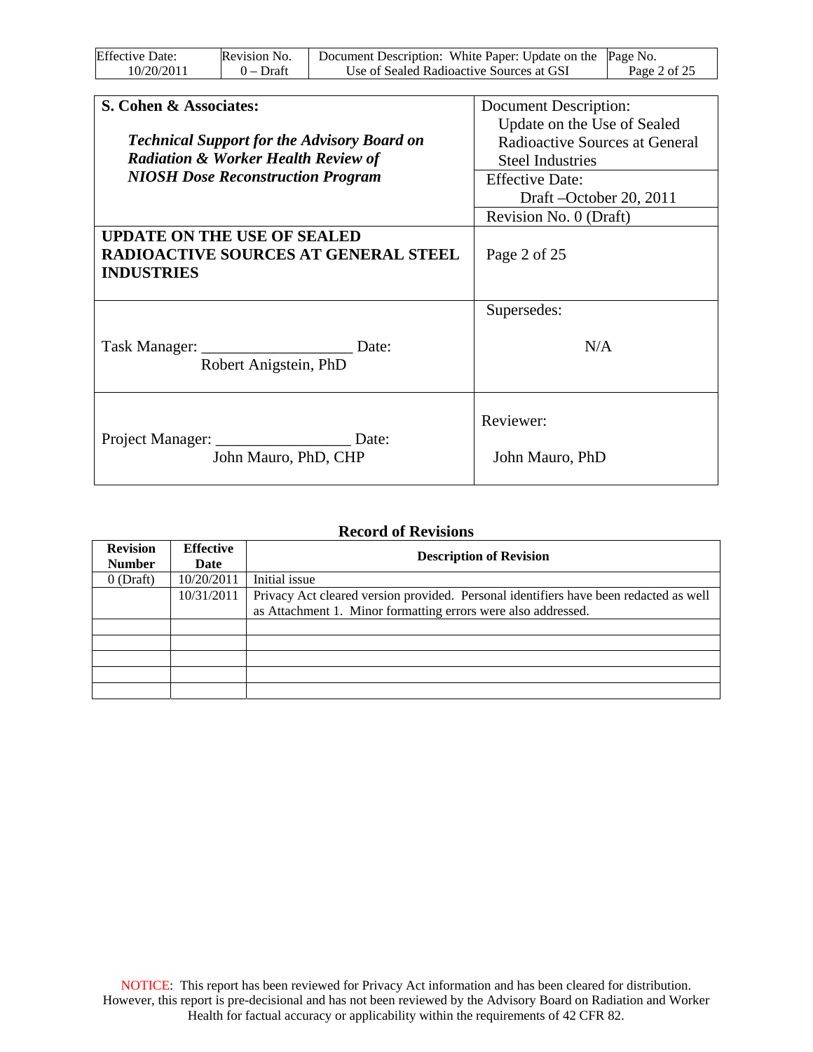| **S. Cohen & Associates:**<br><br>***Technical Support for the Advisory Board on Radiation & Worker Health Review of NIOSH Dose Reconstruction Program*** | Document Description:<br>Update on the Use of Sealed Radioactive Sources at General Steel Industries |
|---|---|
| | Effective Date:<br>Draft –October 20, 2011 |
| | Revision No. 0 (Draft) |
| **UPDATE ON THE USE OF SEALED RADIOACTIVE SOURCES AT GENERAL STEEL INDUSTRIES** | Page 2 of 25 |
| Task Manager: ___________________ Date:<br>Robert Anigstein, PhD | Supersedes:<br><br>N/A |
| Project Manager: _________________ Date:<br>John Mauro, PhD, CHP | Reviewer:<br><br>John Mauro, PhD |

## Record of Revisions

| Revision Number | Effective Date | Description of Revision |
|---|---|---|
| 0 (Draft) | 10/20/2011 | Initial issue |
| | 10/31/2011 | Privacy Act cleared version provided. Personal identifiers have been redacted as well as Attachment 1. Minor formatting errors were also addressed. |
| | | |
| | | |
| | | |
| | | |
| | | |

NOTICE: This report has been reviewed for Privacy Act information and has been cleared for distribution. However, this report is pre-decisional and has not been reviewed by the Advisory Board on Radiation and Worker Health for factual accuracy or applicability within the requirements of 42 CFR 82.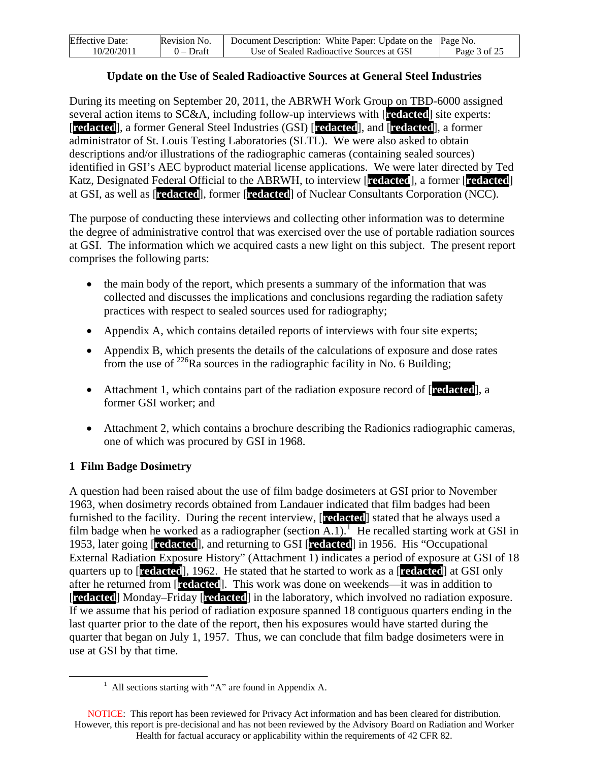## Update on the Use of Sealed Radioactive Sources at General Steel Industries

During its meeting on September 20, 2011, the ABRWH Work Group on TBD-6000 assigned several action items to SC&A, including follow-up interviews with [redacted] site experts: [redacted], a former General Steel Industries (GSI) [redacted], and [redacted], a former administrator of St. Louis Testing Laboratories (SLTL). We were also asked to obtain descriptions and/or illustrations of the radiographic cameras (containing sealed sources) identified in GSI's AEC byproduct material license applications. We were later directed by Ted Katz, Designated Federal Official to the ABRWH, to interview [redacted], a former [redacted] at GSI, as well as [redacted], former [redacted] of Nuclear Consultants Corporation (NCC).

The purpose of conducting these interviews and collecting other information was to determine the degree of administrative control that was exercised over the use of portable radiation sources at GSI. The information which we acquired casts a new light on this subject. The present report comprises the following parts:

- the main body of the report, which presents a summary of the information that was collected and discusses the implications and conclusions regarding the radiation safety practices with respect to sealed sources used for radiography;
- Appendix A, which contains detailed reports of interviews with four site experts;
- Appendix B, which presents the details of the calculations of exposure and dose rates from the use of $^{226}$Ra sources in the radiographic facility in No. 6 Building;
- Attachment 1, which contains part of the radiation exposure record of [redacted], a former GSI worker; and
- Attachment 2, which contains a brochure describing the Radionics radiographic cameras, one of which was procured by GSI in 1968.

### 1 Film Badge Dosimetry

A question had been raised about the use of film badge dosimeters at GSI prior to November 1963, when dosimetry records obtained from Landauer indicated that film badges had been furnished to the facility. During the recent interview, [redacted] stated that he always used a film badge when he worked as a radiographer (section A.1).[1] He recalled starting work at GSI in 1953, later going [redacted], and returning to GSI [redacted] in 1956. His "Occupational External Radiation Exposure History" (Attachment 1) indicates a period of exposure at GSI of 18 quarters up to [redacted], 1962. He stated that he started to work as a [redacted] at GSI only after he returned from [redacted]. This work was done on weekends—it was in addition to [redacted] Monday–Friday [redacted] in the laboratory, which involved no radiation exposure. If we assume that his period of radiation exposure spanned 18 contiguous quarters ending in the last quarter prior to the date of the report, then his exposures would have started during the quarter that began on July 1, 1957. Thus, we can conclude that film badge dosimeters were in use at GSI by that time.

[1] All sections starting with "A" are found in Appendix A.

NOTICE: This report has been reviewed for Privacy Act information and has been cleared for distribution. However, this report is pre-decisional and has not been reviewed by the Advisory Board on Radiation and Worker Health for factual accuracy or applicability within the requirements of 42 CFR 82.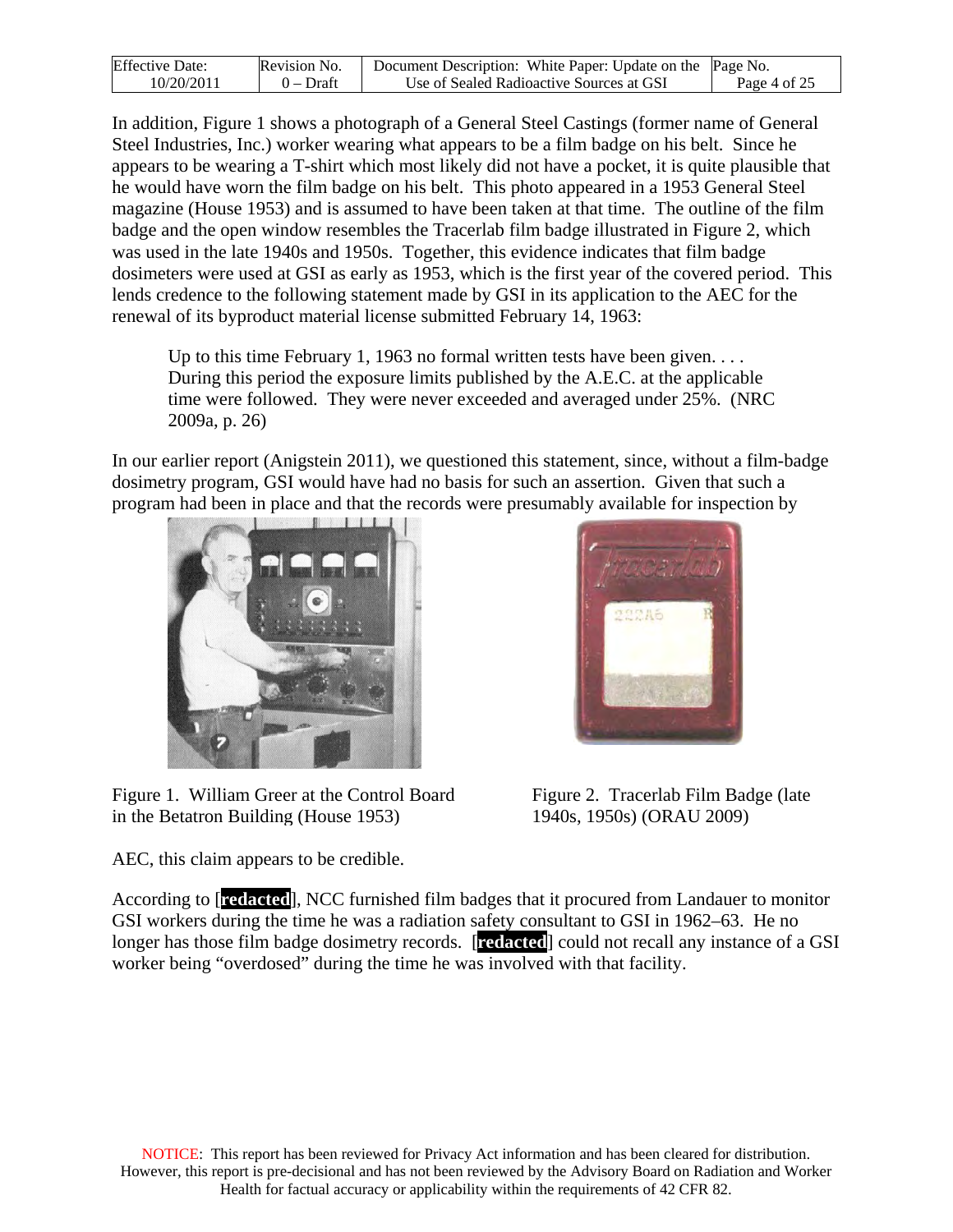In addition, Figure 1 shows a photograph of a General Steel Castings (former name of General Steel Industries, Inc.) worker wearing what appears to be a film badge on his belt. Since he appears to be wearing a T-shirt which most likely did not have a pocket, it is quite plausible that he would have worn the film badge on his belt. This photo appeared in a 1953 General Steel magazine (House 1953) and is assumed to have been taken at that time. The outline of the film badge and the open window resembles the Tracerlab film badge illustrated in Figure 2, which was used in the late 1940s and 1950s. Together, this evidence indicates that film badge dosimeters were used at GSI as early as 1953, which is the first year of the covered period. This lends credence to the following statement made by GSI in its application to the AEC for the renewal of its byproduct material license submitted February 14, 1963:

> Up to this time February 1, 1963 no formal written tests have been given. . . . During this period the exposure limits published by the A.E.C. at the applicable time were followed. They were never exceeded and averaged under 25%. (NRC 2009a, p. 26)

In our earlier report (Anigstein 2011), we questioned this statement, since, without a film-badge dosimetry program, GSI would have had no basis for such an assertion. Given that such a program had been in place and that the records were presumably available for inspection by AEC, this claim appears to be credible.

Figure 1. William Greer at the Control Board in the Betatron Building (House 1953)

Figure 2. Tracerlab Film Badge (late 1940s, 1950s) (ORAU 2009)

According to [**redacted**], NCC furnished film badges that it procured from Landauer to monitor GSI workers during the time he was a radiation safety consultant to GSI in 1962–63. He no longer has those film badge dosimetry records. [**redacted**] could not recall any instance of a GSI worker being "overdosed" during the time he was involved with that facility.

NOTICE: This report has been reviewed for Privacy Act information and has been cleared for distribution. However, this report is pre-decisional and has not been reviewed by the Advisory Board on Radiation and Worker Health for factual accuracy or applicability within the requirements of 42 CFR 82.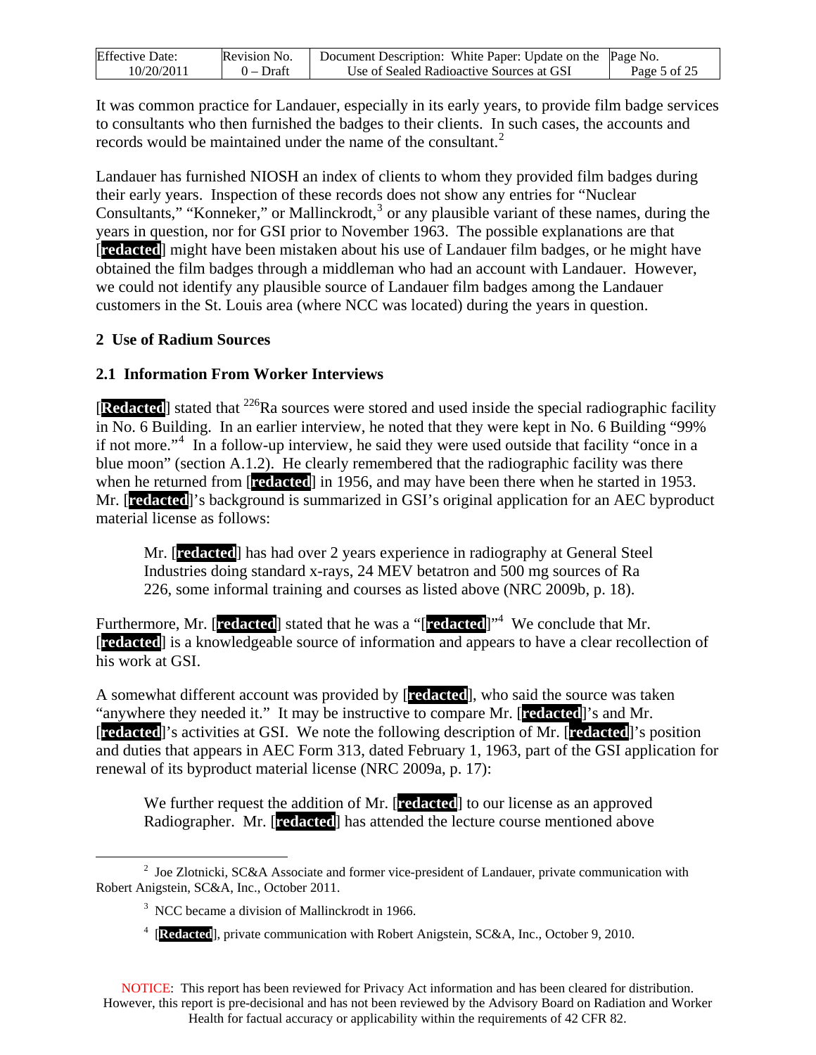It was common practice for Landauer, especially in its early years, to provide film badge services to consultants who then furnished the badges to their clients. In such cases, the accounts and records would be maintained under the name of the consultant.[2]

Landauer has furnished NIOSH an index of clients to whom they provided film badges during their early years. Inspection of these records does not show any entries for "Nuclear Consultants," "Konneker," or Mallinckrodt,[3] or any plausible variant of these names, during the years in question, nor for GSI prior to November 1963. The possible explanations are that [**redacted**] might have been mistaken about his use of Landauer film badges, or he might have obtained the film badges through a middleman who had an account with Landauer. However, we could not identify any plausible source of Landauer film badges among the Landauer customers in the St. Louis area (where NCC was located) during the years in question.

## 2 Use of Radium Sources

### 2.1 Information From Worker Interviews

[**Redacted**] stated that $^{226}$Ra sources were stored and used inside the special radiographic facility in No. 6 Building. In an earlier interview, he noted that they were kept in No. 6 Building "99% if not more."[4] In a follow-up interview, he said they were used outside that facility "once in a blue moon" (section A.1.2). He clearly remembered that the radiographic facility was there when he returned from [**redacted**] in 1956, and may have been there when he started in 1953. Mr. [**redacted**]'s background is summarized in GSI's original application for an AEC byproduct material license as follows:

> Mr. [**redacted**] has had over 2 years experience in radiography at General Steel Industries doing standard x-rays, 24 MEV betatron and 500 mg sources of Ra 226, some informal training and courses as listed above (NRC 2009b, p. 18).

Furthermore, Mr. [**redacted**] stated that he was a "[**redacted**]"[4] We conclude that Mr. [**redacted**] is a knowledgeable source of information and appears to have a clear recollection of his work at GSI.

A somewhat different account was provided by [**redacted**], who said the source was taken "anywhere they needed it." It may be instructive to compare Mr. [**redacted**]'s and Mr. [**redacted**]'s activities at GSI. We note the following description of Mr. [**redacted**]'s position and duties that appears in AEC Form 313, dated February 1, 1963, part of the GSI application for renewal of its byproduct material license (NRC 2009a, p. 17):

> We further request the addition of Mr. [**redacted**] to our license as an approved Radiographer. Mr. [**redacted**] has attended the lecture course mentioned above

---

[2] Joe Zlotnicki, SC&A Associate and former vice-president of Landauer, private communication with Robert Anigstein, SC&A, Inc., October 2011.

[3] NCC became a division of Mallinckrodt in 1966.

[4] [**Redacted**], private communication with Robert Anigstein, SC&A, Inc., October 9, 2010.

NOTICE: This report has been reviewed for Privacy Act information and has been cleared for distribution. However, this report is pre-decisional and has not been reviewed by the Advisory Board on Radiation and Worker Health for factual accuracy or applicability within the requirements of 42 CFR 82.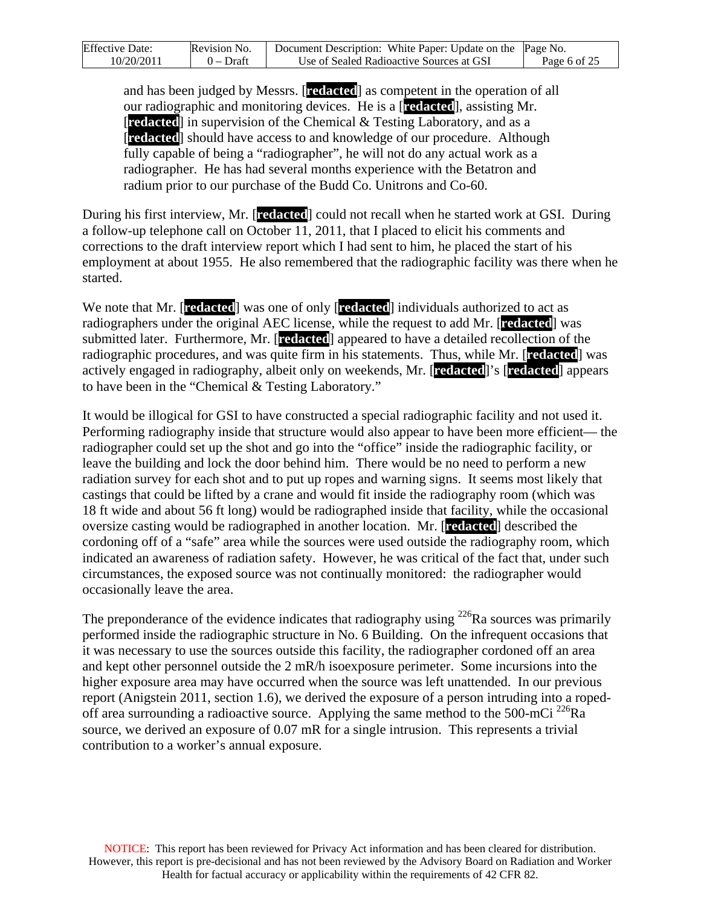and has been judged by Messrs. [redacted] as competent in the operation of all our radiographic and monitoring devices. He is a [redacted], assisting Mr. [redacted] in supervision of the Chemical & Testing Laboratory, and as a [redacted] should have access to and knowledge of our procedure. Although fully capable of being a "radiographer", he will not do any actual work as a radiographer. He has had several months experience with the Betatron and radium prior to our purchase of the Budd Co. Unitrons and Co-60.

During his first interview, Mr. [redacted] could not recall when he started work at GSI. During a follow-up telephone call on October 11, 2011, that I placed to elicit his comments and corrections to the draft interview report which I had sent to him, he placed the start of his employment at about 1955. He also remembered that the radiographic facility was there when he started.

We note that Mr. [redacted] was one of only [redacted] individuals authorized to act as radiographers under the original AEC license, while the request to add Mr. [redacted] was submitted later. Furthermore, Mr. [redacted] appeared to have a detailed recollection of the radiographic procedures, and was quite firm in his statements. Thus, while Mr. [redacted] was actively engaged in radiography, albeit only on weekends, Mr. [redacted]'s [redacted] appears to have been in the "Chemical & Testing Laboratory."

It would be illogical for GSI to have constructed a special radiographic facility and not used it. Performing radiography inside that structure would also appear to have been more efficient— the radiographer could set up the shot and go into the "office" inside the radiographic facility, or leave the building and lock the door behind him. There would be no need to perform a new radiation survey for each shot and to put up ropes and warning signs. It seems most likely that castings that could be lifted by a crane and would fit inside the radiography room (which was 18 ft wide and about 56 ft long) would be radiographed inside that facility, while the occasional oversize casting would be radiographed in another location. Mr. [redacted] described the cordoning off of a "safe" area while the sources were used outside the radiography room, which indicated an awareness of radiation safety. However, he was critical of the fact that, under such circumstances, the exposed source was not continually monitored: the radiographer would occasionally leave the area.

The preponderance of the evidence indicates that radiography using $^{226}$Ra sources was primarily performed inside the radiographic structure in No. 6 Building. On the infrequent occasions that it was necessary to use the sources outside this facility, the radiographer cordoned off an area and kept other personnel outside the 2 mR/h isoexposure perimeter. Some incursions into the higher exposure area may have occurred when the source was left unattended. In our previous report (Anigstein 2011, section 1.6), we derived the exposure of a person intruding into a roped-off area surrounding a radioactive source. Applying the same method to the 500-mCi $^{226}$Ra source, we derived an exposure of 0.07 mR for a single intrusion. This represents a trivial contribution to a worker's annual exposure.

NOTICE: This report has been reviewed for Privacy Act information and has been cleared for distribution. However, this report is pre-decisional and has not been reviewed by the Advisory Board on Radiation and Worker Health for factual accuracy or applicability within the requirements of 42 CFR 82.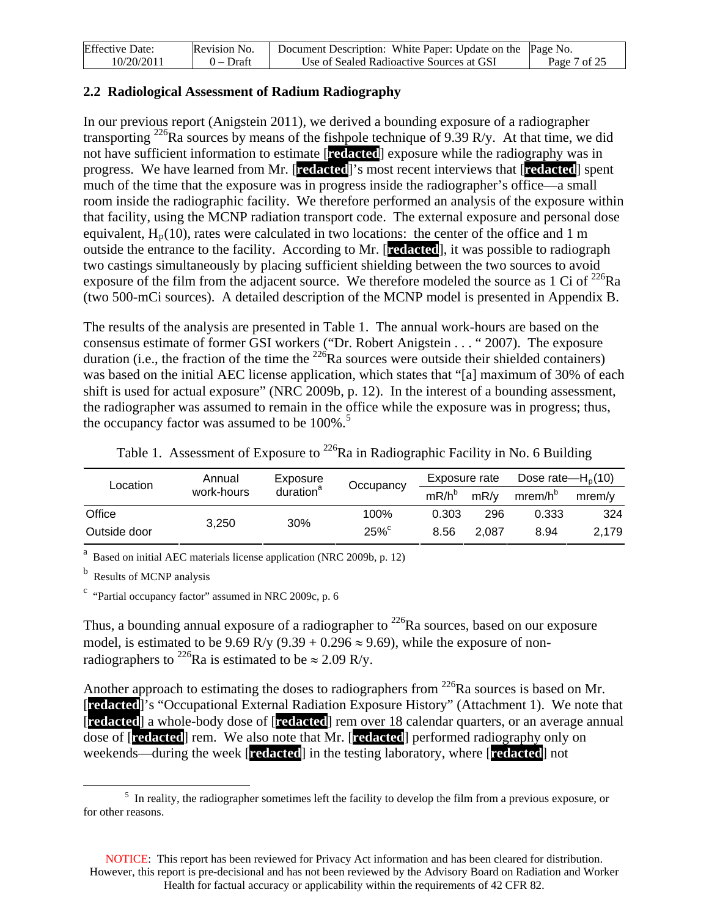## 2.2 Radiological Assessment of Radium Radiography

In our previous report (Anigstein 2011), we derived a bounding exposure of a radiographer transporting $^{226}$Ra sources by means of the fishpole technique of 9.39 R/y. At that time, we did not have sufficient information to estimate [redacted] exposure while the radiography was in progress. We have learned from Mr. [redacted]'s most recent interviews that [redacted] spent much of the time that the exposure was in progress inside the radiographer's office—a small room inside the radiographic facility. We therefore performed an analysis of the exposure within that facility, using the MCNP radiation transport code. The external exposure and personal dose equivalent, $H_p(10)$, rates were calculated in two locations: the center of the office and 1 m outside the entrance to the facility. According to Mr. [redacted], it was possible to radiograph two castings simultaneously by placing sufficient shielding between the two sources to avoid exposure of the film from the adjacent source. We therefore modeled the source as 1 Ci of $^{226}$Ra (two 500-mCi sources). A detailed description of the MCNP model is presented in Appendix B.

The results of the analysis are presented in Table 1. The annual work-hours are based on the consensus estimate of former GSI workers ("Dr. Robert Anigstein . . . " 2007). The exposure duration (i.e., the fraction of the time the $^{226}$Ra sources were outside their shielded containers) was based on the initial AEC license application, which states that "[a] maximum of 30% of each shift is used for actual exposure" (NRC 2009b, p. 12). In the interest of a bounding assessment, the radiographer was assumed to remain in the office while the exposure was in progress; thus, the occupancy factor was assumed to be 100%.[5]

Table 1. Assessment of Exposure to $^{226}$Ra in Radiographic Facility in No. 6 Building

| Location | Annual work-hours | Exposure duration[a] | Occupancy | Exposure rate | | Dose rate—$H_p(10)$ | |
|---|---|---|---|---|---|---|---|
| | | | | mR/h[b] | mR/y | mrem/h[b] | mrem/y |
| Office | 3,250 | 30% | 100% | 0.303 | 296 | 0.333 | 324 |
| Outside door | | | 25%[c] | 8.56 | 2,087 | 8.94 | 2,179 |

[a] Based on initial AEC materials license application (NRC 2009b, p. 12)

[b] Results of MCNP analysis

[c] "Partial occupancy factor" assumed in NRC 2009c, p. 6

Thus, a bounding annual exposure of a radiographer to $^{226}$Ra sources, based on our exposure model, is estimated to be 9.69 R/y ($9.39 + 0.296 \approx 9.69$), while the exposure of non-radiographers to $^{226}$Ra is estimated to be $\approx$ 2.09 R/y.

Another approach to estimating the doses to radiographers from $^{226}$Ra sources is based on Mr. [redacted]'s "Occupational External Radiation Exposure History" (Attachment 1). We note that [redacted] a whole-body dose of [redacted] rem over 18 calendar quarters, or an average annual dose of [redacted] rem. We also note that Mr. [redacted] performed radiography only on weekends—during the week [redacted] in the testing laboratory, where [redacted] not

[5] In reality, the radiographer sometimes left the facility to develop the film from a previous exposure, or for other reasons.

NOTICE: This report has been reviewed for Privacy Act information and has been cleared for distribution. However, this report is pre-decisional and has not been reviewed by the Advisory Board on Radiation and Worker Health for factual accuracy or applicability within the requirements of 42 CFR 82.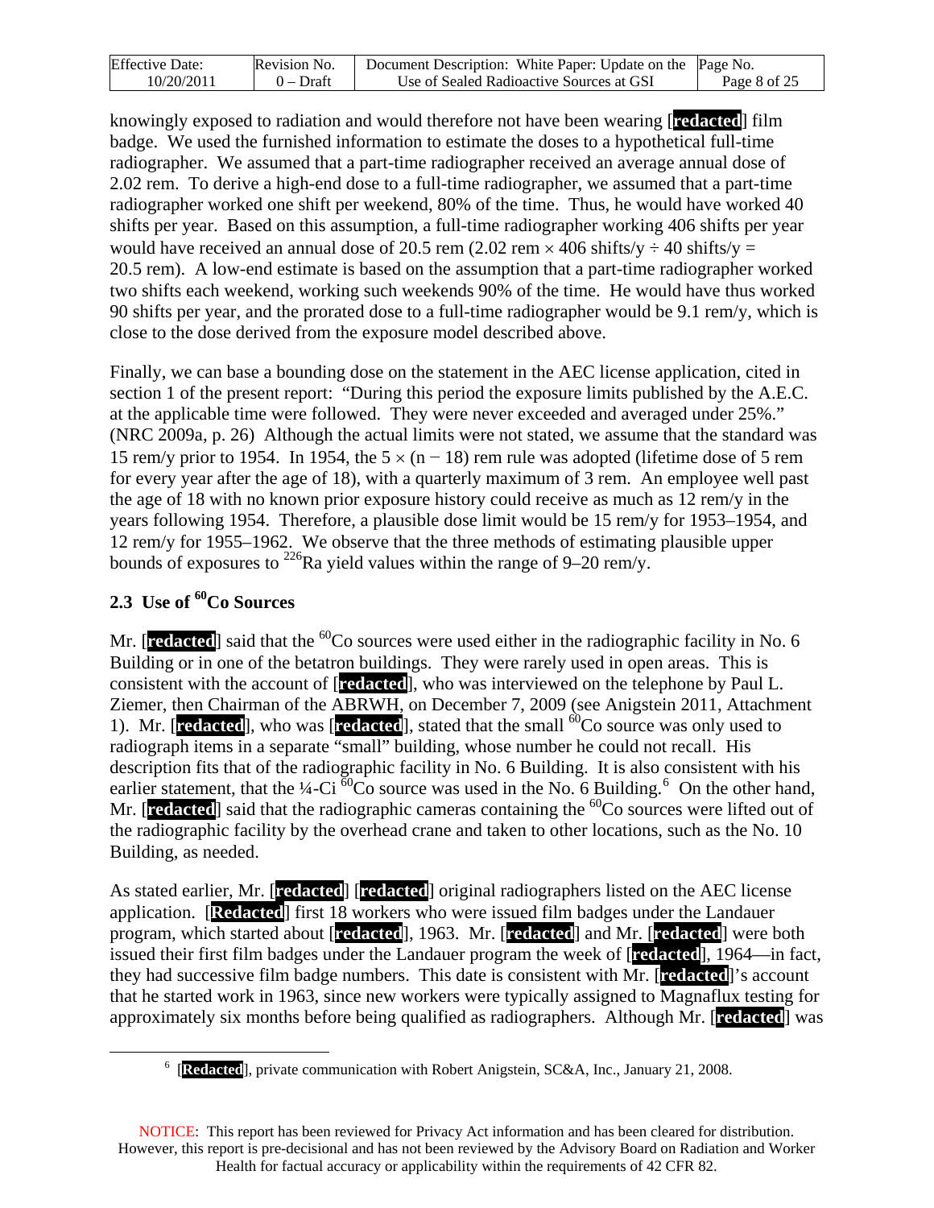knowingly exposed to radiation and would therefore not have been wearing [**redacted**] film badge. We used the furnished information to estimate the doses to a hypothetical full-time radiographer. We assumed that a part-time radiographer received an average annual dose of 2.02 rem. To derive a high-end dose to a full-time radiographer, we assumed that a part-time radiographer worked one shift per weekend, 80% of the time. Thus, he would have worked 40 shifts per year. Based on this assumption, a full-time radiographer working 406 shifts per year would have received an annual dose of 20.5 rem (2.02 rem $\times$ 406 shifts/y $\div$ 40 shifts/y = 20.5 rem). A low-end estimate is based on the assumption that a part-time radiographer worked two shifts each weekend, working such weekends 90% of the time. He would have thus worked 90 shifts per year, and the prorated dose to a full-time radiographer would be 9.1 rem/y, which is close to the dose derived from the exposure model described above.

Finally, we can base a bounding dose on the statement in the AEC license application, cited in section 1 of the present report: "During this period the exposure limits published by the A.E.C. at the applicable time were followed. They were never exceeded and averaged under 25%." (NRC 2009a, p. 26) Although the actual limits were not stated, we assume that the standard was 15 rem/y prior to 1954. In 1954, the $5 \times (n - 18)$ rem rule was adopted (lifetime dose of 5 rem for every year after the age of 18), with a quarterly maximum of 3 rem. An employee well past the age of 18 with no known prior exposure history could receive as much as 12 rem/y in the years following 1954. Therefore, a plausible dose limit would be 15 rem/y for 1953–1954, and 12 rem/y for 1955–1962. We observe that the three methods of estimating plausible upper bounds of exposures to $^{226}$Ra yield values within the range of 9–20 rem/y.

## 2.3 Use of $^{60}$Co Sources

Mr. [**redacted**] said that the $^{60}$Co sources were used either in the radiographic facility in No. 6 Building or in one of the betatron buildings. They were rarely used in open areas. This is consistent with the account of [**redacted**], who was interviewed on the telephone by Paul L. Ziemer, then Chairman of the ABRWH, on December 7, 2009 (see Anigstein 2011, Attachment 1). Mr. [**redacted**], who was [**redacted**], stated that the small $^{60}$Co source was only used to radiograph items in a separate "small" building, whose number he could not recall. His description fits that of the radiographic facility in No. 6 Building. It is also consistent with his earlier statement, that the ¼-Ci $^{60}$Co source was used in the No. 6 Building.[6] On the other hand, Mr. [**redacted**] said that the radiographic cameras containing the $^{60}$Co sources were lifted out of the radiographic facility by the overhead crane and taken to other locations, such as the No. 10 Building, as needed.

As stated earlier, Mr. [**redacted**] [**redacted**] original radiographers listed on the AEC license application. [**Redacted**] first 18 workers who were issued film badges under the Landauer program, which started about [**redacted**], 1963. Mr. [**redacted**] and Mr. [**redacted**] were both issued their first film badges under the Landauer program the week of [**redacted**], 1964—in fact, they had successive film badge numbers. This date is consistent with Mr. [**redacted**]'s account that he started work in 1963, since new workers were typically assigned to Magnaflux testing for approximately six months before being qualified as radiographers. Although Mr. [**redacted**] was

[6] [**Redacted**], private communication with Robert Anigstein, SC&A, Inc., January 21, 2008.

NOTICE: This report has been reviewed for Privacy Act information and has been cleared for distribution. However, this report is pre-decisional and has not been reviewed by the Advisory Board on Radiation and Worker Health for factual accuracy or applicability within the requirements of 42 CFR 82.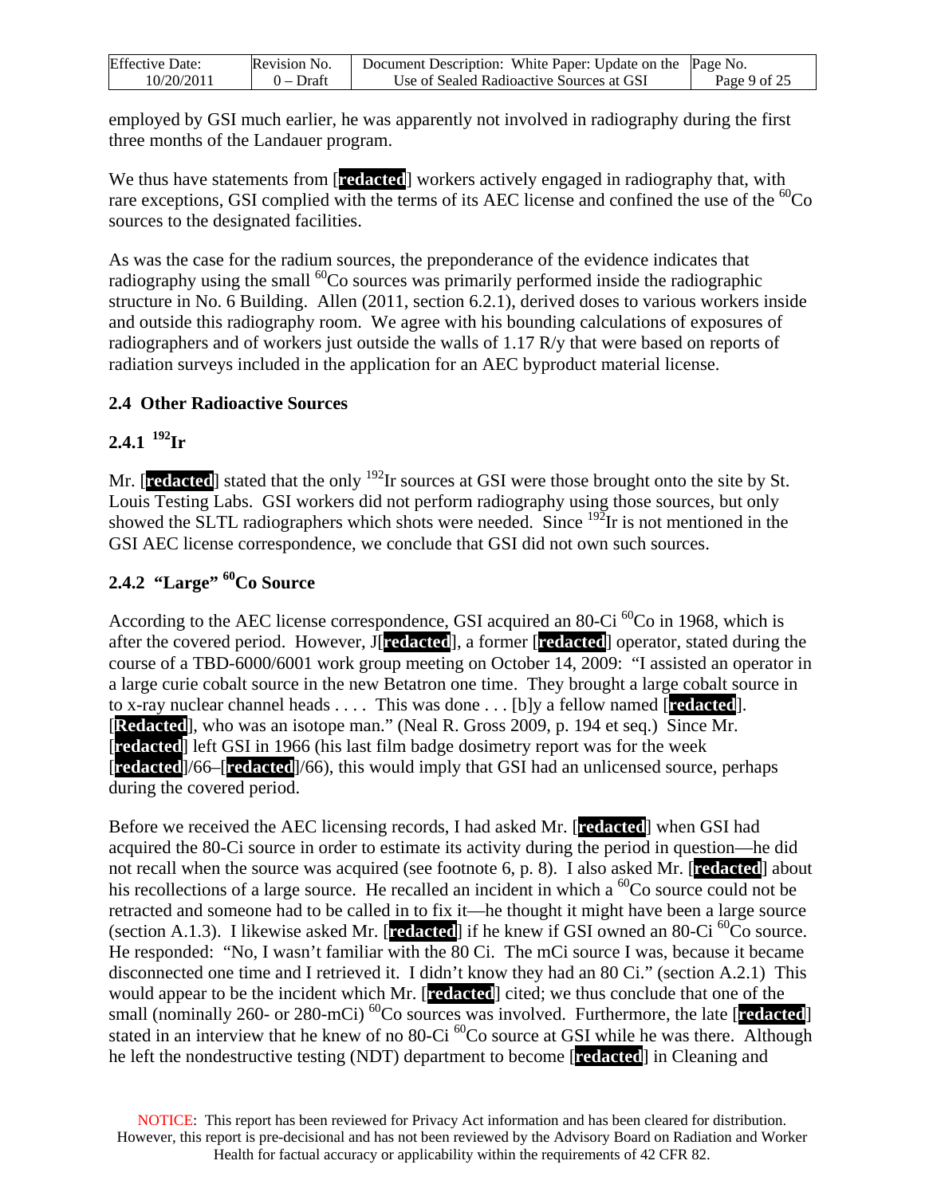employed by GSI much earlier, he was apparently not involved in radiography during the first three months of the Landauer program.

We thus have statements from [redacted] workers actively engaged in radiography that, with rare exceptions, GSI complied with the terms of its AEC license and confined the use of the $^{60}$Co sources to the designated facilities.

As was the case for the radium sources, the preponderance of the evidence indicates that radiography using the small $^{60}$Co sources was primarily performed inside the radiographic structure in No. 6 Building. Allen (2011, section 6.2.1), derived doses to various workers inside and outside this radiography room. We agree with his bounding calculations of exposures of radiographers and of workers just outside the walls of 1.17 R/y that were based on reports of radiation surveys included in the application for an AEC byproduct material license.

## 2.4 Other Radioactive Sources

### 2.4.1 $^{192}$Ir

Mr. [redacted] stated that the only $^{192}$Ir sources at GSI were those brought onto the site by St. Louis Testing Labs. GSI workers did not perform radiography using those sources, but only showed the SLTL radiographers which shots were needed. Since $^{192}$Ir is not mentioned in the GSI AEC license correspondence, we conclude that GSI did not own such sources.

### 2.4.2 "Large" $^{60}$Co Source

According to the AEC license correspondence, GSI acquired an 80-Ci $^{60}$Co in 1968, which is after the covered period. However, J[redacted], a former [redacted] operator, stated during the course of a TBD-6000/6001 work group meeting on October 14, 2009: "I assisted an operator in a large curie cobalt source in the new Betatron one time. They brought a large cobalt source in to x-ray nuclear channel heads . . . . This was done . . . [b]y a fellow named [redacted]. [Redacted], who was an isotope man." (Neal R. Gross 2009, p. 194 et seq.) Since Mr. [redacted] left GSI in 1966 (his last film badge dosimetry report was for the week [redacted]/66–[redacted]/66), this would imply that GSI had an unlicensed source, perhaps during the covered period.

Before we received the AEC licensing records, I had asked Mr. [redacted] when GSI had acquired the 80-Ci source in order to estimate its activity during the period in question—he did not recall when the source was acquired (see footnote 6, p. 8). I also asked Mr. [redacted] about his recollections of a large source. He recalled an incident in which a $^{60}$Co source could not be retracted and someone had to be called in to fix it—he thought it might have been a large source (section A.1.3). I likewise asked Mr. [redacted] if he knew if GSI owned an 80-Ci $^{60}$Co source. He responded: "No, I wasn't familiar with the 80 Ci. The mCi source I was, because it became disconnected one time and I retrieved it. I didn't know they had an 80 Ci." (section A.2.1) This would appear to be the incident which Mr. [redacted] cited; we thus conclude that one of the small (nominally 260- or 280-mCi) $^{60}$Co sources was involved. Furthermore, the late [redacted] stated in an interview that he knew of no 80-Ci $^{60}$Co source at GSI while he was there. Although he left the nondestructive testing (NDT) department to become [redacted] in Cleaning and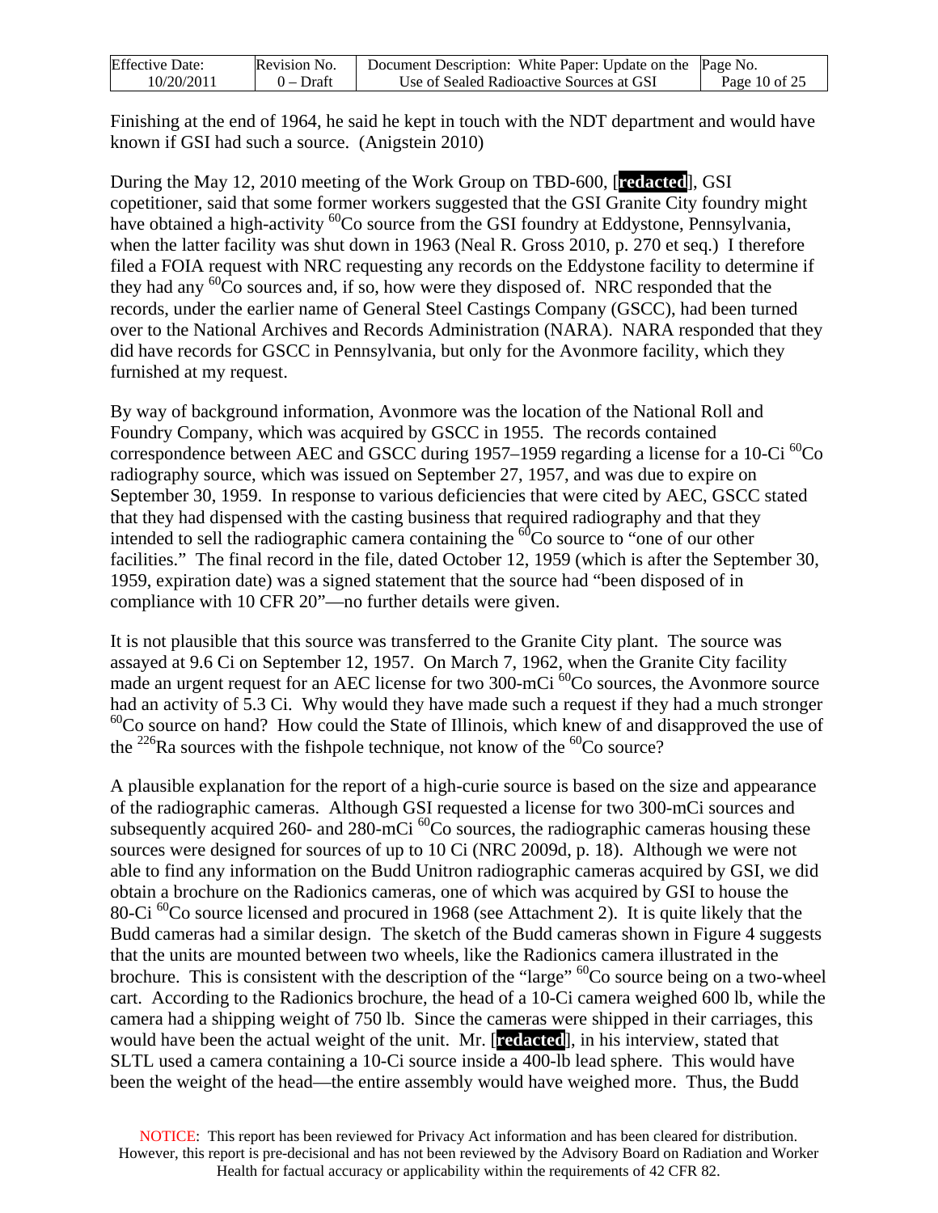Finishing at the end of 1964, he said he kept in touch with the NDT department and would have known if GSI had such a source. (Anigstein 2010)

During the May 12, 2010 meeting of the Work Group on TBD-600, [**redacted**], GSI copetitioner, said that some former workers suggested that the GSI Granite City foundry might have obtained a high-activity $^{60}$Co source from the GSI foundry at Eddystone, Pennsylvania, when the latter facility was shut down in 1963 (Neal R. Gross 2010, p. 270 et seq.) I therefore filed a FOIA request with NRC requesting any records on the Eddystone facility to determine if they had any $^{60}$Co sources and, if so, how were they disposed of. NRC responded that the records, under the earlier name of General Steel Castings Company (GSCC), had been turned over to the National Archives and Records Administration (NARA). NARA responded that they did have records for GSCC in Pennsylvania, but only for the Avonmore facility, which they furnished at my request.

By way of background information, Avonmore was the location of the National Roll and Foundry Company, which was acquired by GSCC in 1955. The records contained correspondence between AEC and GSCC during 1957–1959 regarding a license for a 10-Ci $^{60}$Co radiography source, which was issued on September 27, 1957, and was due to expire on September 30, 1959. In response to various deficiencies that were cited by AEC, GSCC stated that they had dispensed with the casting business that required radiography and that they intended to sell the radiographic camera containing the $^{60}$Co source to "one of our other facilities." The final record in the file, dated October 12, 1959 (which is after the September 30, 1959, expiration date) was a signed statement that the source had "been disposed of in compliance with 10 CFR 20"—no further details were given.

It is not plausible that this source was transferred to the Granite City plant. The source was assayed at 9.6 Ci on September 12, 1957. On March 7, 1962, when the Granite City facility made an urgent request for an AEC license for two 300-mCi $^{60}$Co sources, the Avonmore source had an activity of 5.3 Ci. Why would they have made such a request if they had a much stronger $^{60}$Co source on hand? How could the State of Illinois, which knew of and disapproved the use of the $^{226}$Ra sources with the fishpole technique, not know of the $^{60}$Co source?

A plausible explanation for the report of a high-curie source is based on the size and appearance of the radiographic cameras. Although GSI requested a license for two 300-mCi sources and subsequently acquired 260- and 280-mCi $^{60}$Co sources, the radiographic cameras housing these sources were designed for sources of up to 10 Ci (NRC 2009d, p. 18). Although we were not able to find any information on the Budd Unitron radiographic cameras acquired by GSI, we did obtain a brochure on the Radionics cameras, one of which was acquired by GSI to house the 80-Ci $^{60}$Co source licensed and procured in 1968 (see Attachment 2). It is quite likely that the Budd cameras had a similar design. The sketch of the Budd cameras shown in Figure 4 suggests that the units are mounted between two wheels, like the Radionics camera illustrated in the brochure. This is consistent with the description of the "large" $^{60}$Co source being on a two-wheel cart. According to the Radionics brochure, the head of a 10-Ci camera weighed 600 lb, while the camera had a shipping weight of 750 lb. Since the cameras were shipped in their carriages, this would have been the actual weight of the unit. Mr. [**redacted**], in his interview, stated that SLTL used a camera containing a 10-Ci source inside a 400-lb lead sphere. This would have been the weight of the head—the entire assembly would have weighed more. Thus, the Budd

NOTICE: This report has been reviewed for Privacy Act information and has been cleared for distribution. However, this report is pre-decisional and has not been reviewed by the Advisory Board on Radiation and Worker Health for factual accuracy or applicability within the requirements of 42 CFR 82.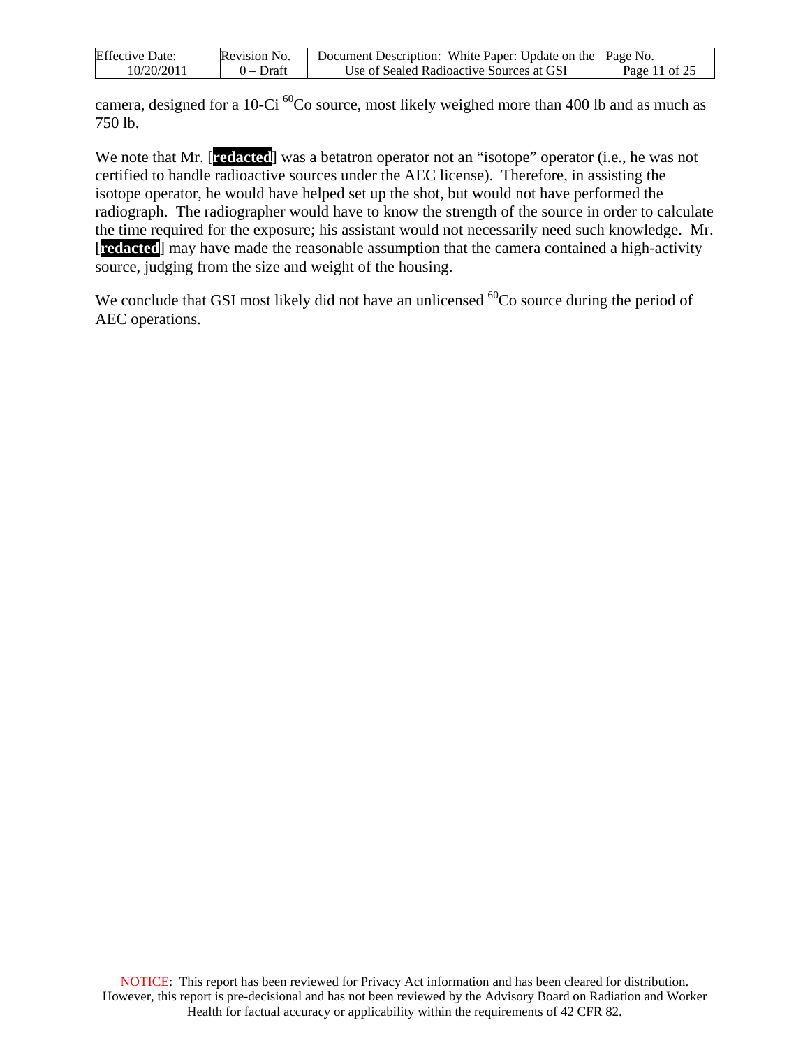camera, designed for a 10-Ci $^{60}$Co source, most likely weighed more than 400 lb and as much as 750 lb.

We note that Mr. [redacted] was a betatron operator not an "isotope" operator (i.e., he was not certified to handle radioactive sources under the AEC license). Therefore, in assisting the isotope operator, he would have helped set up the shot, but would not have performed the radiograph. The radiographer would have to know the strength of the source in order to calculate the time required for the exposure; his assistant would not necessarily need such knowledge. Mr. [redacted] may have made the reasonable assumption that the camera contained a high-activity source, judging from the size and weight of the housing.

We conclude that GSI most likely did not have an unlicensed $^{60}$Co source during the period of AEC operations.

NOTICE: This report has been reviewed for Privacy Act information and has been cleared for distribution. However, this report is pre-decisional and has not been reviewed by the Advisory Board on Radiation and Worker Health for factual accuracy or applicability within the requirements of 42 CFR 82.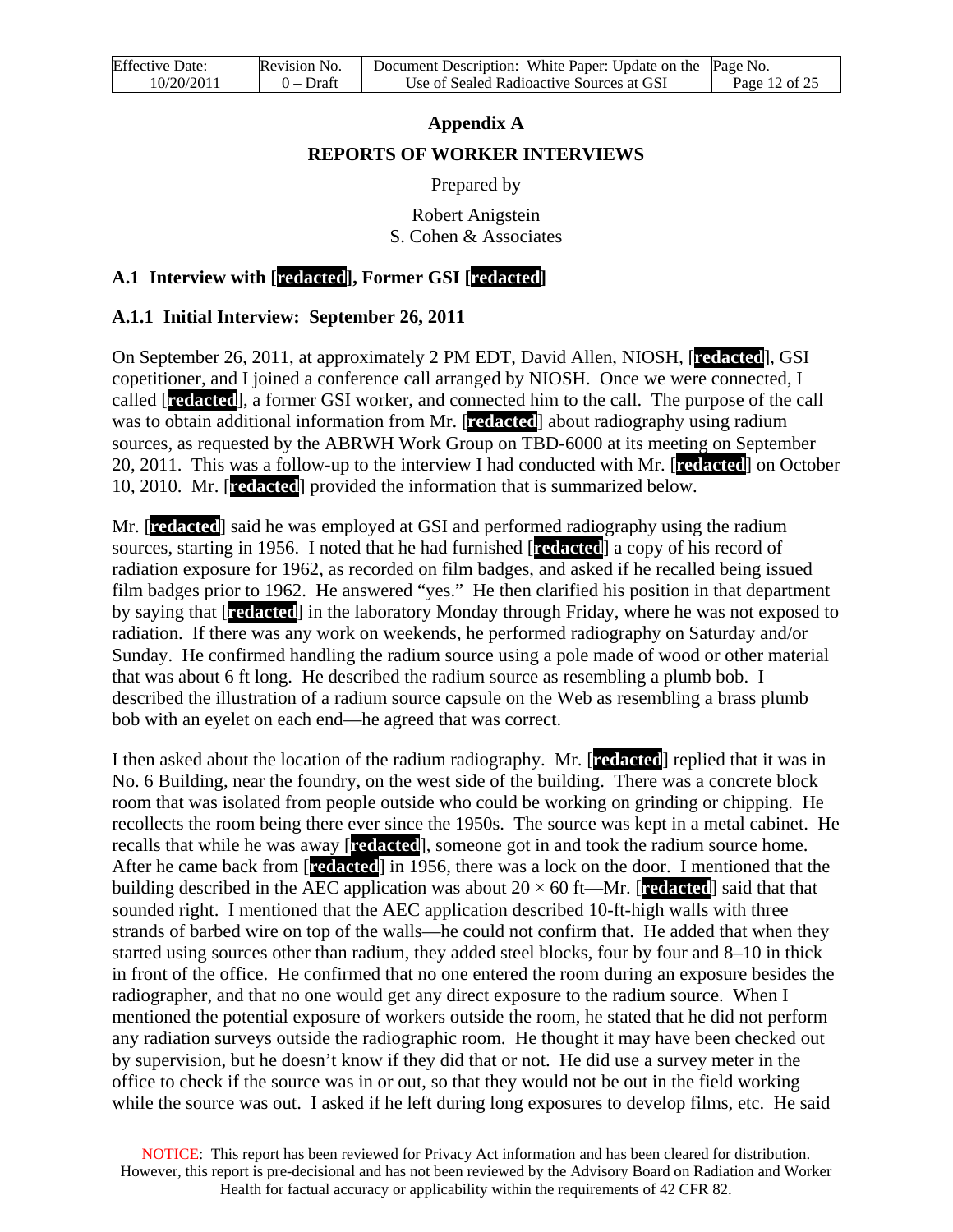# Appendix A

## REPORTS OF WORKER INTERVIEWS

Prepared by

Robert Anigstein
S. Cohen & Associates

### A.1 Interview with [redacted], Former GSI [redacted]

#### A.1.1 Initial Interview: September 26, 2011

On September 26, 2011, at approximately 2 PM EDT, David Allen, NIOSH, [redacted], GSI copetitioner, and I joined a conference call arranged by NIOSH. Once we were connected, I called [redacted], a former GSI worker, and connected him to the call. The purpose of the call was to obtain additional information from Mr. [redacted] about radiography using radium sources, as requested by the ABRWH Work Group on TBD-6000 at its meeting on September 20, 2011. This was a follow-up to the interview I had conducted with Mr. [redacted] on October 10, 2010. Mr. [redacted] provided the information that is summarized below.

Mr. [redacted] said he was employed at GSI and performed radiography using the radium sources, starting in 1956. I noted that he had furnished [redacted] a copy of his record of radiation exposure for 1962, as recorded on film badges, and asked if he recalled being issued film badges prior to 1962. He answered "yes." He then clarified his position in that department by saying that [redacted] in the laboratory Monday through Friday, where he was not exposed to radiation. If there was any work on weekends, he performed radiography on Saturday and/or Sunday. He confirmed handling the radium source using a pole made of wood or other material that was about 6 ft long. He described the radium source as resembling a plumb bob. I described the illustration of a radium source capsule on the Web as resembling a brass plumb bob with an eyelet on each end—he agreed that was correct.

I then asked about the location of the radium radiography. Mr. [redacted] replied that it was in No. 6 Building, near the foundry, on the west side of the building. There was a concrete block room that was isolated from people outside who could be working on grinding or chipping. He recollects the room being there ever since the 1950s. The source was kept in a metal cabinet. He recalls that while he was away [redacted], someone got in and took the radium source home. After he came back from [redacted] in 1956, there was a lock on the door. I mentioned that the building described in the AEC application was about 20 × 60 ft—Mr. [redacted] said that that sounded right. I mentioned that the AEC application described 10-ft-high walls with three strands of barbed wire on top of the walls—he could not confirm that. He added that when they started using sources other than radium, they added steel blocks, four by four and 8–10 in thick in front of the office. He confirmed that no one entered the room during an exposure besides the radiographer, and that no one would get any direct exposure to the radium source. When I mentioned the potential exposure of workers outside the room, he stated that he did not perform any radiation surveys outside the radiographic room. He thought it may have been checked out by supervision, but he doesn't know if they did that or not. He did use a survey meter in the office to check if the source was in or out, so that they would not be out in the field working while the source was out. I asked if he left during long exposures to develop films, etc. He said

NOTICE: This report has been reviewed for Privacy Act information and has been cleared for distribution. However, this report is pre-decisional and has not been reviewed by the Advisory Board on Radiation and Worker Health for factual accuracy or applicability within the requirements of 42 CFR 82.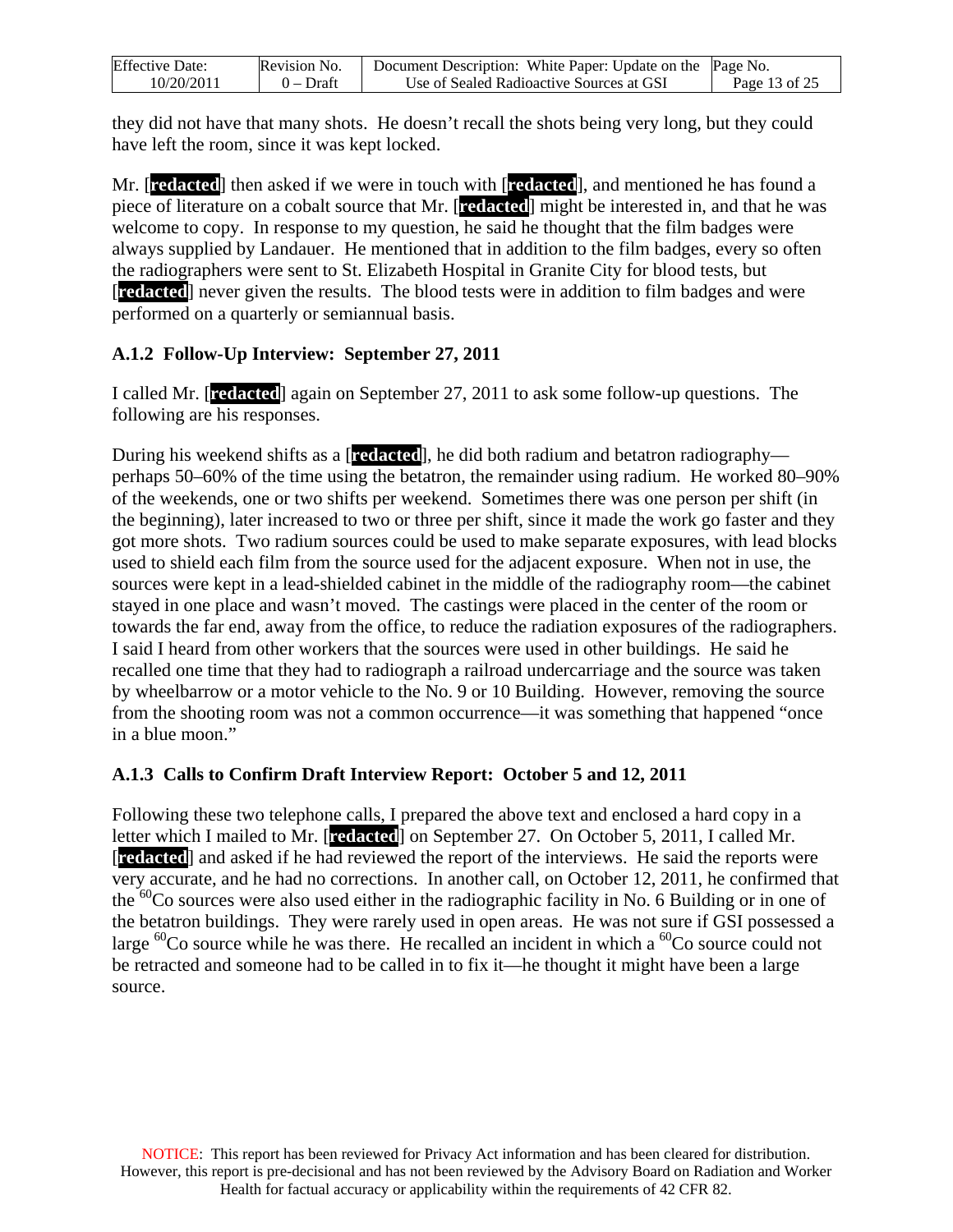they did not have that many shots. He doesn't recall the shots being very long, but they could have left the room, since it was kept locked.

Mr. [redacted] then asked if we were in touch with [redacted], and mentioned he has found a piece of literature on a cobalt source that Mr. [redacted] might be interested in, and that he was welcome to copy. In response to my question, he said he thought that the film badges were always supplied by Landauer. He mentioned that in addition to the film badges, every so often the radiographers were sent to St. Elizabeth Hospital in Granite City for blood tests, but [redacted] never given the results. The blood tests were in addition to film badges and were performed on a quarterly or semiannual basis.

### A.1.2 Follow-Up Interview: September 27, 2011

I called Mr. [redacted] again on September 27, 2011 to ask some follow-up questions. The following are his responses.

During his weekend shifts as a [redacted], he did both radium and betatron radiography—perhaps 50–60% of the time using the betatron, the remainder using radium. He worked 80–90% of the weekends, one or two shifts per weekend. Sometimes there was one person per shift (in the beginning), later increased to two or three per shift, since it made the work go faster and they got more shots. Two radium sources could be used to make separate exposures, with lead blocks used to shield each film from the source used for the adjacent exposure. When not in use, the sources were kept in a lead-shielded cabinet in the middle of the radiography room—the cabinet stayed in one place and wasn't moved. The castings were placed in the center of the room or towards the far end, away from the office, to reduce the radiation exposures of the radiographers. I said I heard from other workers that the sources were used in other buildings. He said he recalled one time that they had to radiograph a railroad undercarriage and the source was taken by wheelbarrow or a motor vehicle to the No. 9 or 10 Building. However, removing the source from the shooting room was not a common occurrence—it was something that happened "once in a blue moon."

### A.1.3 Calls to Confirm Draft Interview Report: October 5 and 12, 2011

Following these two telephone calls, I prepared the above text and enclosed a hard copy in a letter which I mailed to Mr. [redacted] on September 27. On October 5, 2011, I called Mr. [redacted] and asked if he had reviewed the report of the interviews. He said the reports were very accurate, and he had no corrections. In another call, on October 12, 2011, he confirmed that the $^{60}$Co sources were also used either in the radiographic facility in No. 6 Building or in one of the betatron buildings. They were rarely used in open areas. He was not sure if GSI possessed a large $^{60}$Co source while he was there. He recalled an incident in which a $^{60}$Co source could not be retracted and someone had to be called in to fix it—he thought it might have been a large source.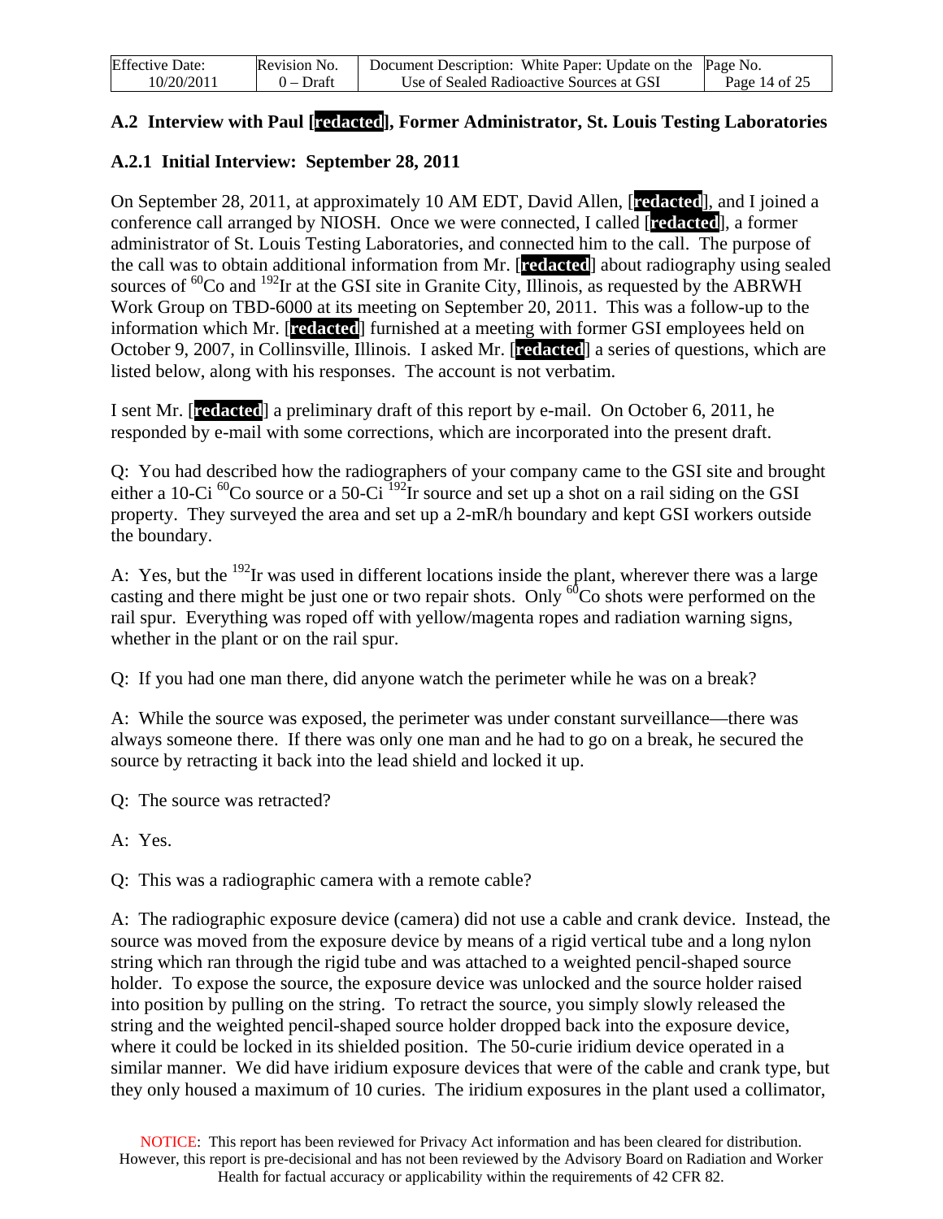## A.2 Interview with Paul [redacted], Former Administrator, St. Louis Testing Laboratories

### A.2.1 Initial Interview: September 28, 2011

On September 28, 2011, at approximately 10 AM EDT, David Allen, [redacted], and I joined a conference call arranged by NIOSH. Once we were connected, I called [redacted], a former administrator of St. Louis Testing Laboratories, and connected him to the call. The purpose of the call was to obtain additional information from Mr. [redacted] about radiography using sealed sources of $^{60}$Co and $^{192}$Ir at the GSI site in Granite City, Illinois, as requested by the ABRWH Work Group on TBD-6000 at its meeting on September 20, 2011. This was a follow-up to the information which Mr. [redacted] furnished at a meeting with former GSI employees held on October 9, 2007, in Collinsville, Illinois. I asked Mr. [redacted] a series of questions, which are listed below, along with his responses. The account is not verbatim.

I sent Mr. [redacted] a preliminary draft of this report by e-mail. On October 6, 2011, he responded by e-mail with some corrections, which are incorporated into the present draft.

Q: You had described how the radiographers of your company came to the GSI site and brought either a 10-Ci $^{60}$Co source or a 50-Ci $^{192}$Ir source and set up a shot on a rail siding on the GSI property. They surveyed the area and set up a 2-mR/h boundary and kept GSI workers outside the boundary.

A: Yes, but the $^{192}$Ir was used in different locations inside the plant, wherever there was a large casting and there might be just one or two repair shots. Only $^{60}$Co shots were performed on the rail spur. Everything was roped off with yellow/magenta ropes and radiation warning signs, whether in the plant or on the rail spur.

Q: If you had one man there, did anyone watch the perimeter while he was on a break?

A: While the source was exposed, the perimeter was under constant surveillance—there was always someone there. If there was only one man and he had to go on a break, he secured the source by retracting it back into the lead shield and locked it up.

Q: The source was retracted?

A: Yes.

Q: This was a radiographic camera with a remote cable?

A: The radiographic exposure device (camera) did not use a cable and crank device. Instead, the source was moved from the exposure device by means of a rigid vertical tube and a long nylon string which ran through the rigid tube and was attached to a weighted pencil-shaped source holder. To expose the source, the exposure device was unlocked and the source holder raised into position by pulling on the string. To retract the source, you simply slowly released the string and the weighted pencil-shaped source holder dropped back into the exposure device, where it could be locked in its shielded position. The 50-curie iridium device operated in a similar manner. We did have iridium exposure devices that were of the cable and crank type, but they only housed a maximum of 10 curies. The iridium exposures in the plant used a collimator,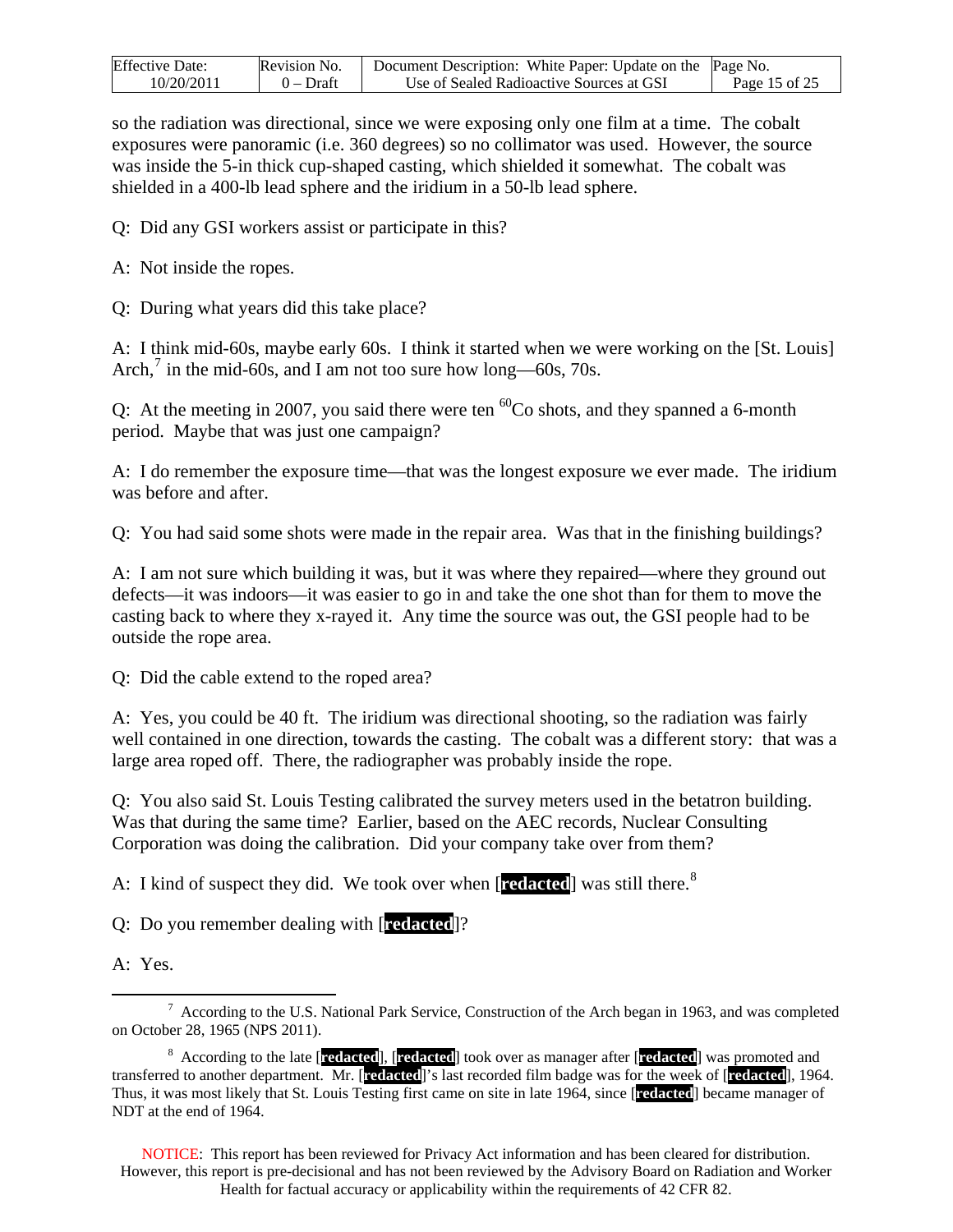so the radiation was directional, since we were exposing only one film at a time. The cobalt exposures were panoramic (i.e. 360 degrees) so no collimator was used. However, the source was inside the 5-in thick cup-shaped casting, which shielded it somewhat. The cobalt was shielded in a 400-lb lead sphere and the iridium in a 50-lb lead sphere.

Q: Did any GSI workers assist or participate in this?

A: Not inside the ropes.

Q: During what years did this take place?

A: I think mid-60s, maybe early 60s. I think it started when we were working on the [St. Louis] Arch,[7] in the mid-60s, and I am not too sure how long—60s, 70s.

Q: At the meeting in 2007, you said there were ten $^{60}$Co shots, and they spanned a 6-month period. Maybe that was just one campaign?

A: I do remember the exposure time—that was the longest exposure we ever made. The iridium was before and after.

Q: You had said some shots were made in the repair area. Was that in the finishing buildings?

A: I am not sure which building it was, but it was where they repaired—where they ground out defects—it was indoors—it was easier to go in and take the one shot than for them to move the casting back to where they x-rayed it. Any time the source was out, the GSI people had to be outside the rope area.

Q: Did the cable extend to the roped area?

A: Yes, you could be 40 ft. The iridium was directional shooting, so the radiation was fairly well contained in one direction, towards the casting. The cobalt was a different story: that was a large area roped off. There, the radiographer was probably inside the rope.

Q: You also said St. Louis Testing calibrated the survey meters used in the betatron building. Was that during the same time? Earlier, based on the AEC records, Nuclear Consulting Corporation was doing the calibration. Did your company take over from them?

A: I kind of suspect they did. We took over when [**redacted**] was still there.[8]

Q: Do you remember dealing with [**redacted**]?

A: Yes.

---

[7] According to the U.S. National Park Service, Construction of the Arch began in 1963, and was completed on October 28, 1965 (NPS 2011).

[8] According to the late [**redacted**], [**redacted**] took over as manager after [**redacted**] was promoted and transferred to another department. Mr. [**redacted**]'s last recorded film badge was for the week of [**redacted**], 1964. Thus, it was most likely that St. Louis Testing first came on site in late 1964, since [**redacted**] became manager of NDT at the end of 1964.

NOTICE: This report has been reviewed for Privacy Act information and has been cleared for distribution. However, this report is pre-decisional and has not been reviewed by the Advisory Board on Radiation and Worker Health for factual accuracy or applicability within the requirements of 42 CFR 82.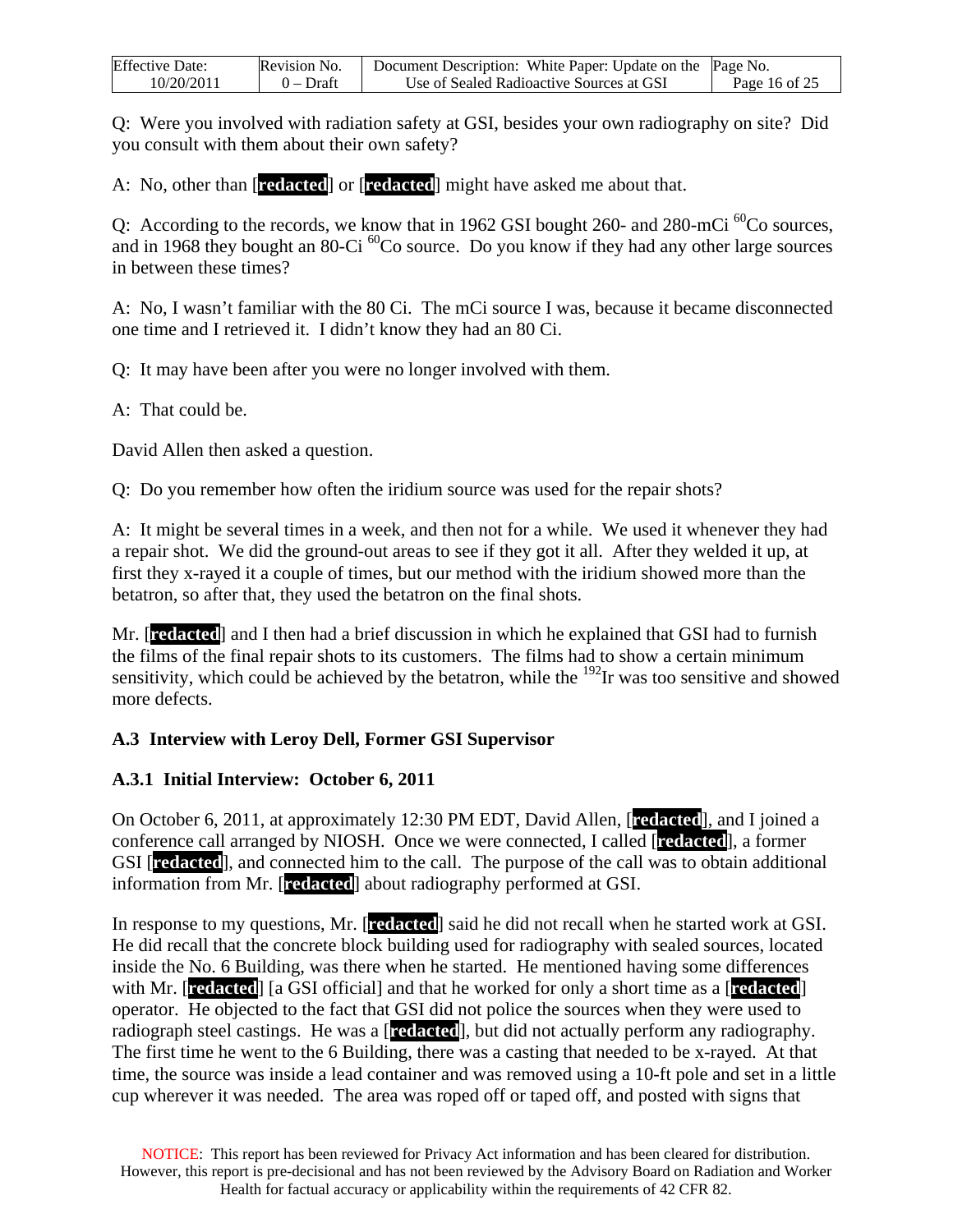Q: Were you involved with radiation safety at GSI, besides your own radiography on site? Did you consult with them about their own safety?

A: No, other than [**redacted**] or [**redacted**] might have asked me about that.

Q: According to the records, we know that in 1962 GSI bought 260- and 280-mCi $^{60}$Co sources, and in 1968 they bought an 80-Ci $^{60}$Co source. Do you know if they had any other large sources in between these times?

A: No, I wasn't familiar with the 80 Ci. The mCi source I was, because it became disconnected one time and I retrieved it. I didn't know they had an 80 Ci.

Q: It may have been after you were no longer involved with them.

A: That could be.

David Allen then asked a question.

Q: Do you remember how often the iridium source was used for the repair shots?

A: It might be several times in a week, and then not for a while. We used it whenever they had a repair shot. We did the ground-out areas to see if they got it all. After they welded it up, at first they x-rayed it a couple of times, but our method with the iridium showed more than the betatron, so after that, they used the betatron on the final shots.

Mr. [**redacted**] and I then had a brief discussion in which he explained that GSI had to furnish the films of the final repair shots to its customers. The films had to show a certain minimum sensitivity, which could be achieved by the betatron, while the $^{192}$Ir was too sensitive and showed more defects.

### A.3 Interview with Leroy Dell, Former GSI Supervisor

### A.3.1 Initial Interview: October 6, 2011

On October 6, 2011, at approximately 12:30 PM EDT, David Allen, [**redacted**], and I joined a conference call arranged by NIOSH. Once we were connected, I called [**redacted**], a former GSI [**redacted**], and connected him to the call. The purpose of the call was to obtain additional information from Mr. [**redacted**] about radiography performed at GSI.

In response to my questions, Mr. [**redacted**] said he did not recall when he started work at GSI. He did recall that the concrete block building used for radiography with sealed sources, located inside the No. 6 Building, was there when he started. He mentioned having some differences with Mr. [**redacted**] [a GSI official] and that he worked for only a short time as a [**redacted**] operator. He objected to the fact that GSI did not police the sources when they were used to radiograph steel castings. He was a [**redacted**], but did not actually perform any radiography. The first time he went to the 6 Building, there was a casting that needed to be x-rayed. At that time, the source was inside a lead container and was removed using a 10-ft pole and set in a little cup wherever it was needed. The area was roped off or taped off, and posted with signs that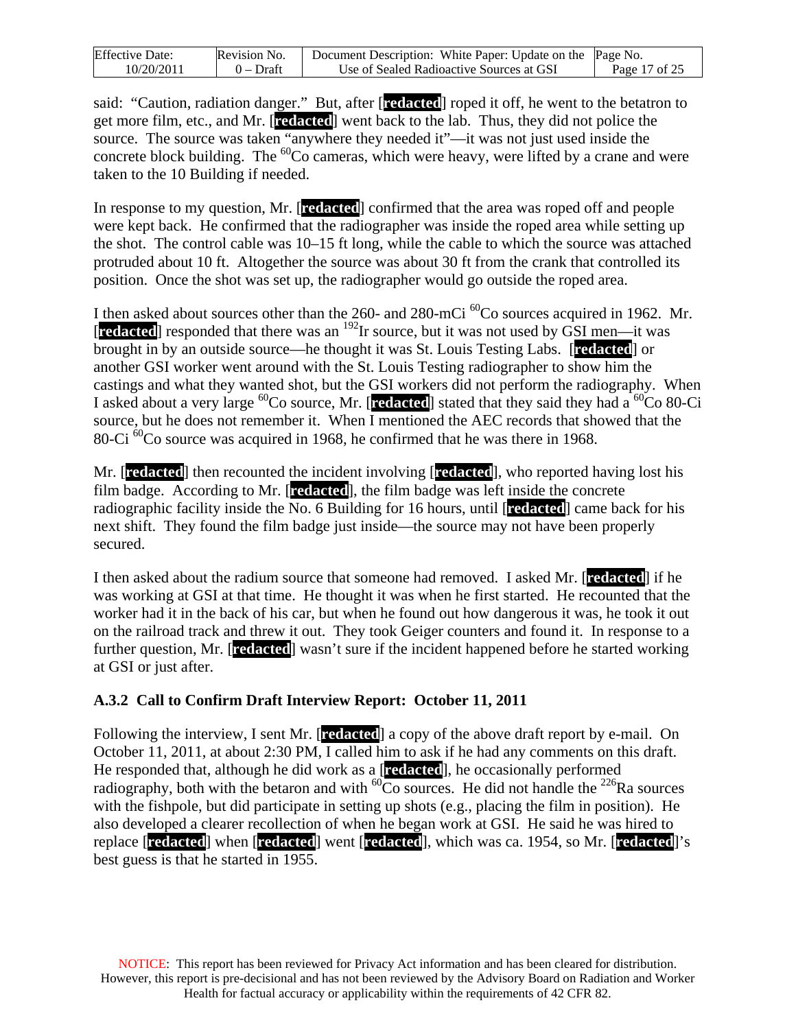said: "Caution, radiation danger." But, after [redacted] roped it off, he went to the betatron to get more film, etc., and Mr. [redacted] went back to the lab. Thus, they did not police the source. The source was taken "anywhere they needed it"—it was not just used inside the concrete block building. The $^{60}$Co cameras, which were heavy, were lifted by a crane and were taken to the 10 Building if needed.

In response to my question, Mr. [redacted] confirmed that the area was roped off and people were kept back. He confirmed that the radiographer was inside the roped area while setting up the shot. The control cable was 10–15 ft long, while the cable to which the source was attached protruded about 10 ft. Altogether the source was about 30 ft from the crank that controlled its position. Once the shot was set up, the radiographer would go outside the roped area.

I then asked about sources other than the 260- and 280-mCi $^{60}$Co sources acquired in 1962. Mr. [redacted] responded that there was an $^{192}$Ir source, but it was not used by GSI men—it was brought in by an outside source—he thought it was St. Louis Testing Labs. [redacted] or another GSI worker went around with the St. Louis Testing radiographer to show him the castings and what they wanted shot, but the GSI workers did not perform the radiography. When I asked about a very large $^{60}$Co source, Mr. [redacted] stated that they said they had a $^{60}$Co 80-Ci source, but he does not remember it. When I mentioned the AEC records that showed that the 80-Ci $^{60}$Co source was acquired in 1968, he confirmed that he was there in 1968.

Mr. [redacted] then recounted the incident involving [redacted], who reported having lost his film badge. According to Mr. [redacted], the film badge was left inside the concrete radiographic facility inside the No. 6 Building for 16 hours, until [redacted] came back for his next shift. They found the film badge just inside—the source may not have been properly secured.

I then asked about the radium source that someone had removed. I asked Mr. [redacted] if he was working at GSI at that time. He thought it was when he first started. He recounted that the worker had it in the back of his car, but when he found out how dangerous it was, he took it out on the railroad track and threw it out. They took Geiger counters and found it. In response to a further question, Mr. [redacted] wasn't sure if the incident happened before he started working at GSI or just after.

### A.3.2 Call to Confirm Draft Interview Report: October 11, 2011

Following the interview, I sent Mr. [redacted] a copy of the above draft report by e-mail. On October 11, 2011, at about 2:30 PM, I called him to ask if he had any comments on this draft. He responded that, although he did work as a [redacted], he occasionally performed radiography, both with the betaron and with $^{60}$Co sources. He did not handle the $^{226}$Ra sources with the fishpole, but did participate in setting up shots (e.g., placing the film in position). He also developed a clearer recollection of when he began work at GSI. He said he was hired to replace [redacted] when [redacted] went [redacted], which was ca. 1954, so Mr. [redacted]'s best guess is that he started in 1955.

NOTICE: This report has been reviewed for Privacy Act information and has been cleared for distribution. However, this report is pre-decisional and has not been reviewed by the Advisory Board on Radiation and Worker Health for factual accuracy or applicability within the requirements of 42 CFR 82.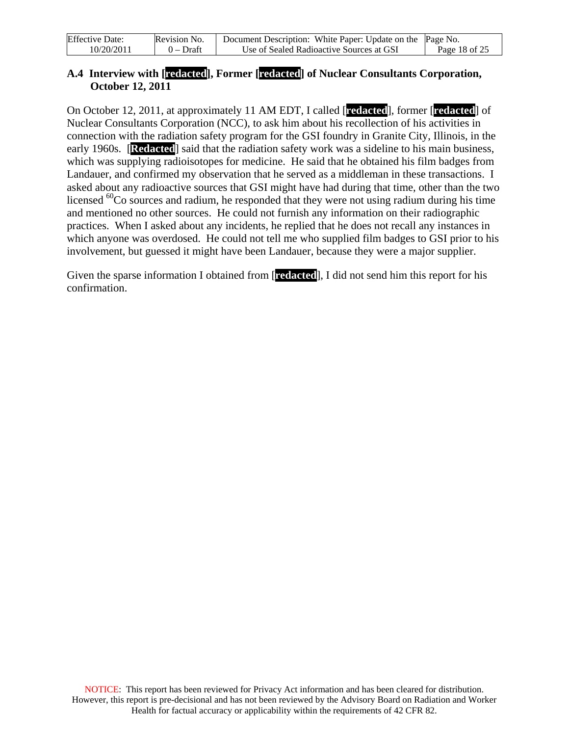## A.4 Interview with [redacted], Former [redacted] of Nuclear Consultants Corporation, October 12, 2011

On October 12, 2011, at approximately 11 AM EDT, I called [redacted], former [redacted] of Nuclear Consultants Corporation (NCC), to ask him about his recollection of his activities in connection with the radiation safety program for the GSI foundry in Granite City, Illinois, in the early 1960s. [Redacted] said that the radiation safety work was a sideline to his main business, which was supplying radioisotopes for medicine. He said that he obtained his film badges from Landauer, and confirmed my observation that he served as a middleman in these transactions. I asked about any radioactive sources that GSI might have had during that time, other than the two licensed $^{60}$Co sources and radium, he responded that they were not using radium during his time and mentioned no other sources. He could not furnish any information on their radiographic practices. When I asked about any incidents, he replied that he does not recall any instances in which anyone was overdosed. He could not tell me who supplied film badges to GSI prior to his involvement, but guessed it might have been Landauer, because they were a major supplier.

Given the sparse information I obtained from [redacted], I did not send him this report for his confirmation.

NOTICE: This report has been reviewed for Privacy Act information and has been cleared for distribution. However, this report is pre-decisional and has not been reviewed by the Advisory Board on Radiation and Worker Health for factual accuracy or applicability within the requirements of 42 CFR 82.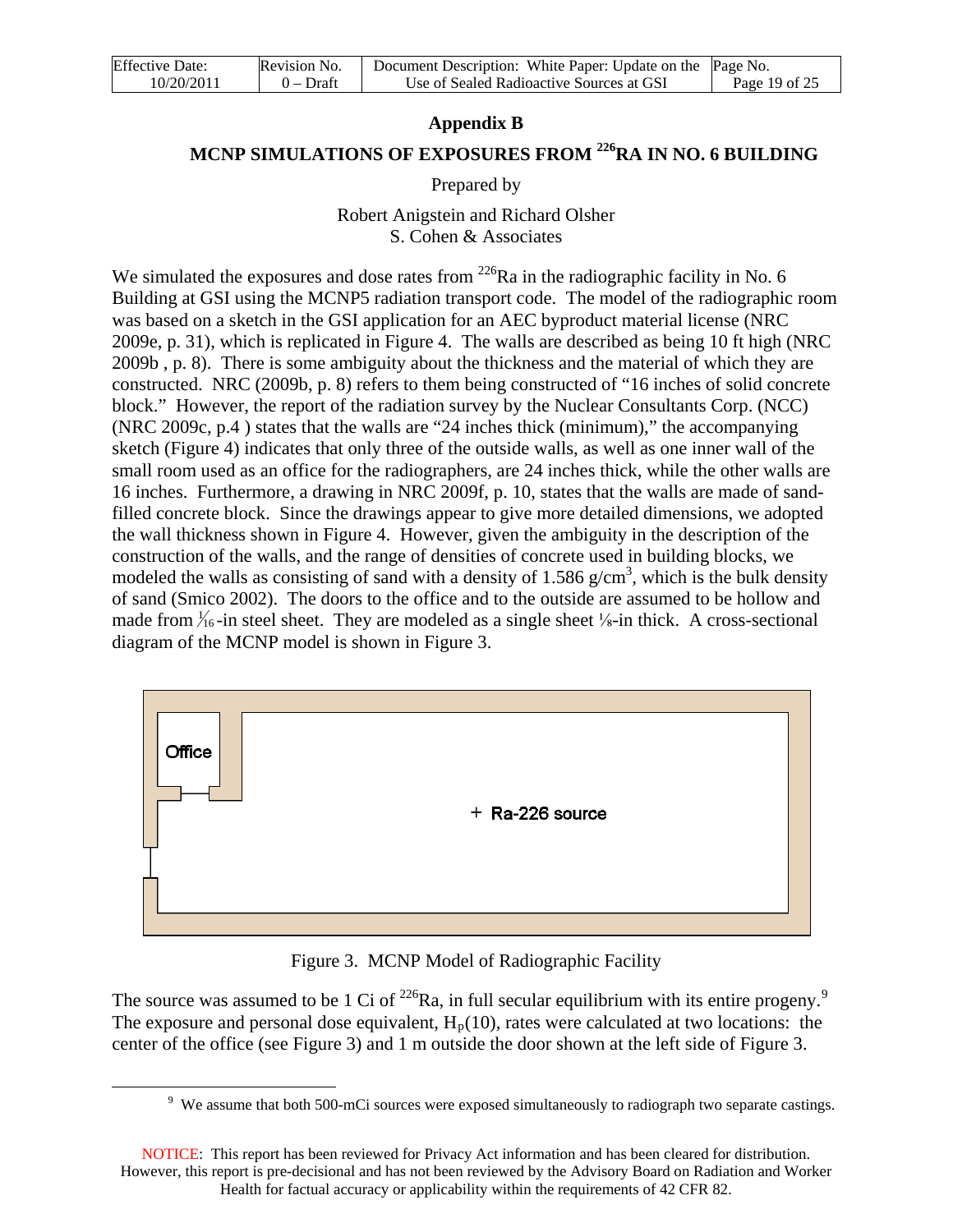## Appendix B

## MCNP SIMULATIONS OF EXPOSURES FROM $^{226}$RA IN NO. 6 BUILDING

Prepared by

Robert Anigstein and Richard Olsher
S. Cohen & Associates

We simulated the exposures and dose rates from $^{226}$Ra in the radiographic facility in No. 6 Building at GSI using the MCNP5 radiation transport code. The model of the radiographic room was based on a sketch in the GSI application for an AEC byproduct material license (NRC 2009e, p. 31), which is replicated in Figure 4. The walls are described as being 10 ft high (NRC 2009b , p. 8). There is some ambiguity about the thickness and the material of which they are constructed. NRC (2009b, p. 8) refers to them being constructed of "16 inches of solid concrete block." However, the report of the radiation survey by the Nuclear Consultants Corp. (NCC) (NRC 2009c, p.4 ) states that the walls are "24 inches thick (minimum)," the accompanying sketch (Figure 4) indicates that only three of the outside walls, as well as one inner wall of the small room used as an office for the radiographers, are 24 inches thick, while the other walls are 16 inches. Furthermore, a drawing in NRC 2009f, p. 10, states that the walls are made of sand-filled concrete block. Since the drawings appear to give more detailed dimensions, we adopted the wall thickness shown in Figure 4. However, given the ambiguity in the description of the construction of the walls, and the range of densities of concrete used in building blocks, we modeled the walls as consisting of sand with a density of 1.586 g/cm$^3$, which is the bulk density of sand (Smico 2002). The doors to the office and to the outside are assumed to be hollow and made from $\frac{1}{16}$-in steel sheet. They are modeled as a single sheet ⅛-in thick. A cross-sectional diagram of the MCNP model is shown in Figure 3.

Office

+ Ra-226 source

Figure 3. MCNP Model of Radiographic Facility

The source was assumed to be 1 Ci of $^{226}$Ra, in full secular equilibrium with its entire progeny.[9] The exposure and personal dose equivalent, $H_p(10)$, rates were calculated at two locations: the center of the office (see Figure 3) and 1 m outside the door shown at the left side of Figure 3.

[9] We assume that both 500-mCi sources were exposed simultaneously to radiograph two separate castings.

NOTICE: This report has been reviewed for Privacy Act information and has been cleared for distribution. However, this report is pre-decisional and has not been reviewed by the Advisory Board on Radiation and Worker Health for factual accuracy or applicability within the requirements of 42 CFR 82.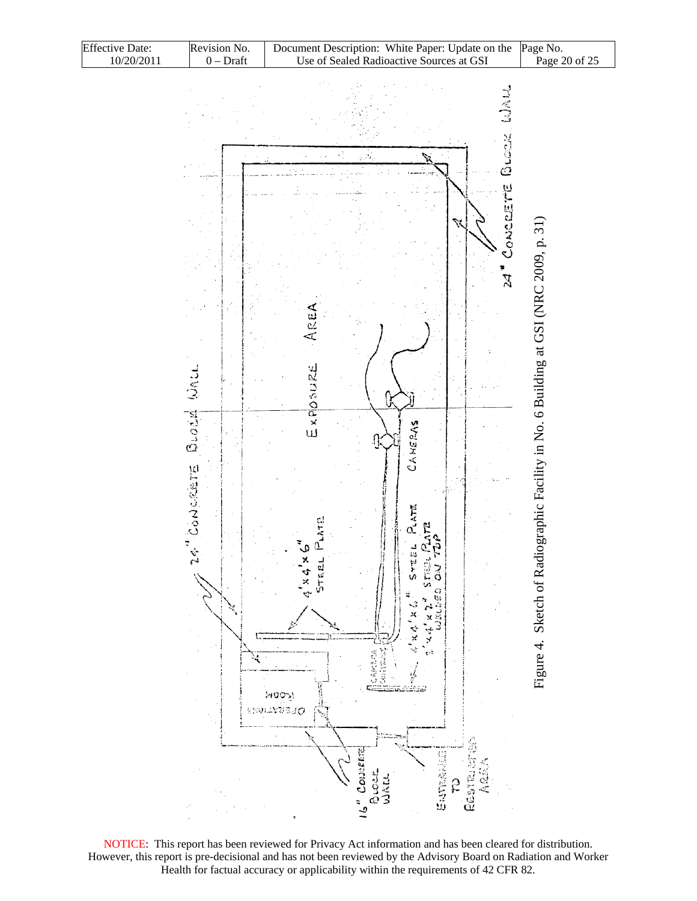24" CONCRETE BLOCK WALL

EXPOSURE AREA

CAMERAS

4'x4'x6" STEEL PLATE

4'x4'x6" STEEL PLATE
2'x4'x2" STEEL PLATE WELDED ON TOP

CAMERA CONTROLS

OPERATIONS ROOM

16" CONCRETE BLOCK WALL

ENTRANCE TO RESTRICTED AREA

24" CONCRETE BLOCK WALL

Figure 4. Sketch of Radiographic Facility in No. 6 Building at GSI (NRC 2009, p. 31)

NOTICE: This report has been reviewed for Privacy Act information and has been cleared for distribution. However, this report is pre-decisional and has not been reviewed by the Advisory Board on Radiation and Worker Health for factual accuracy or applicability within the requirements of 42 CFR 82.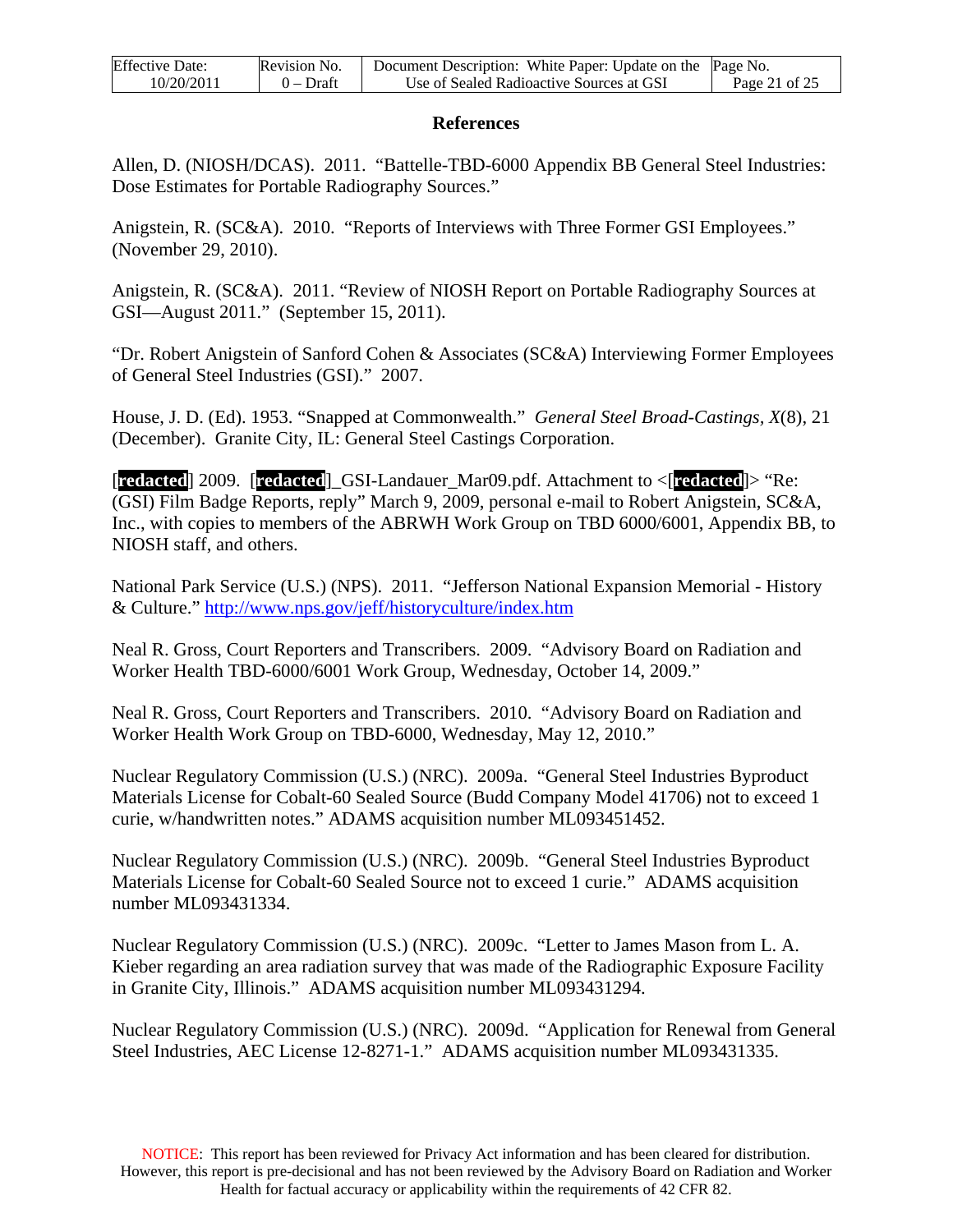## References

Allen, D. (NIOSH/DCAS). 2011. "Battelle-TBD-6000 Appendix BB General Steel Industries: Dose Estimates for Portable Radiography Sources."

Anigstein, R. (SC&A). 2010. "Reports of Interviews with Three Former GSI Employees." (November 29, 2010).

Anigstein, R. (SC&A). 2011. "Review of NIOSH Report on Portable Radiography Sources at GSI—August 2011." (September 15, 2011).

"Dr. Robert Anigstein of Sanford Cohen & Associates (SC&A) Interviewing Former Employees of General Steel Industries (GSI)." 2007.

House, J. D. (Ed). 1953. "Snapped at Commonwealth." *General Steel Broad-Castings*, *X*(8), 21 (December). Granite City, IL: General Steel Castings Corporation.

[**redacted**] 2009. [**redacted**]_GSI-Landauer_Mar09.pdf. Attachment to <[**redacted**]> "Re: (GSI) Film Badge Reports, reply" March 9, 2009, personal e-mail to Robert Anigstein, SC&A, Inc., with copies to members of the ABRWH Work Group on TBD 6000/6001, Appendix BB, to NIOSH staff, and others.

National Park Service (U.S.) (NPS). 2011. "Jefferson National Expansion Memorial - History & Culture." http://www.nps.gov/jeff/historyculture/index.htm

Neal R. Gross, Court Reporters and Transcribers. 2009. "Advisory Board on Radiation and Worker Health TBD-6000/6001 Work Group, Wednesday, October 14, 2009."

Neal R. Gross, Court Reporters and Transcribers. 2010. "Advisory Board on Radiation and Worker Health Work Group on TBD-6000, Wednesday, May 12, 2010."

Nuclear Regulatory Commission (U.S.) (NRC). 2009a. "General Steel Industries Byproduct Materials License for Cobalt-60 Sealed Source (Budd Company Model 41706) not to exceed 1 curie, w/handwritten notes." ADAMS acquisition number ML093451452.

Nuclear Regulatory Commission (U.S.) (NRC). 2009b. "General Steel Industries Byproduct Materials License for Cobalt-60 Sealed Source not to exceed 1 curie." ADAMS acquisition number ML093431334.

Nuclear Regulatory Commission (U.S.) (NRC). 2009c. "Letter to James Mason from L. A. Kieber regarding an area radiation survey that was made of the Radiographic Exposure Facility in Granite City, Illinois." ADAMS acquisition number ML093431294.

Nuclear Regulatory Commission (U.S.) (NRC). 2009d. "Application for Renewal from General Steel Industries, AEC License 12-8271-1." ADAMS acquisition number ML093431335.

NOTICE: This report has been reviewed for Privacy Act information and has been cleared for distribution. However, this report is pre-decisional and has not been reviewed by the Advisory Board on Radiation and Worker Health for factual accuracy or applicability within the requirements of 42 CFR 82.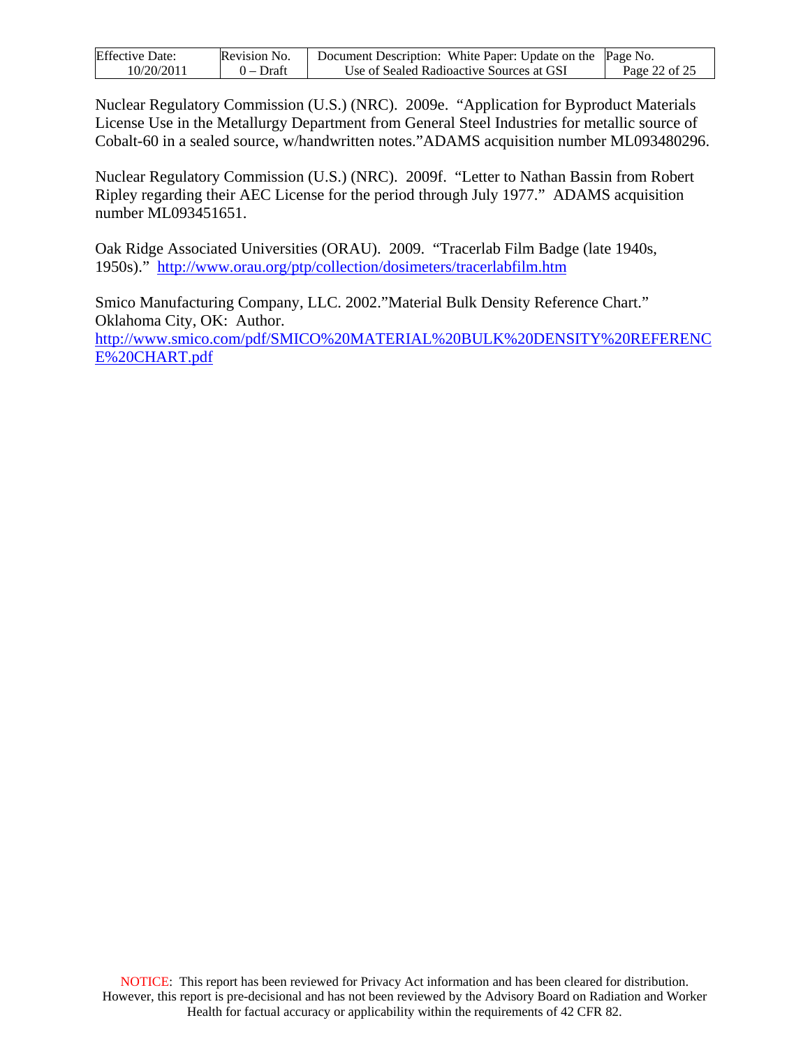Nuclear Regulatory Commission (U.S.) (NRC). 2009e. "Application for Byproduct Materials License Use in the Metallurgy Department from General Steel Industries for metallic source of Cobalt-60 in a sealed source, w/handwritten notes."ADAMS acquisition number ML093480296.

Nuclear Regulatory Commission (U.S.) (NRC). 2009f. "Letter to Nathan Bassin from Robert Ripley regarding their AEC License for the period through July 1977." ADAMS acquisition number ML093451651.

Oak Ridge Associated Universities (ORAU). 2009. "Tracerlab Film Badge (late 1940s, 1950s)." http://www.orau.org/ptp/collection/dosimeters/tracerlabfilm.htm

Smico Manufacturing Company, LLC. 2002."Material Bulk Density Reference Chart." Oklahoma City, OK: Author. http://www.smico.com/pdf/SMICO%20MATERIAL%20BULK%20DENSITY%20REFERENCE%20CHART.pdf

NOTICE: This report has been reviewed for Privacy Act information and has been cleared for distribution. However, this report is pre-decisional and has not been reviewed by the Advisory Board on Radiation and Worker Health for factual accuracy or applicability within the requirements of 42 CFR 82.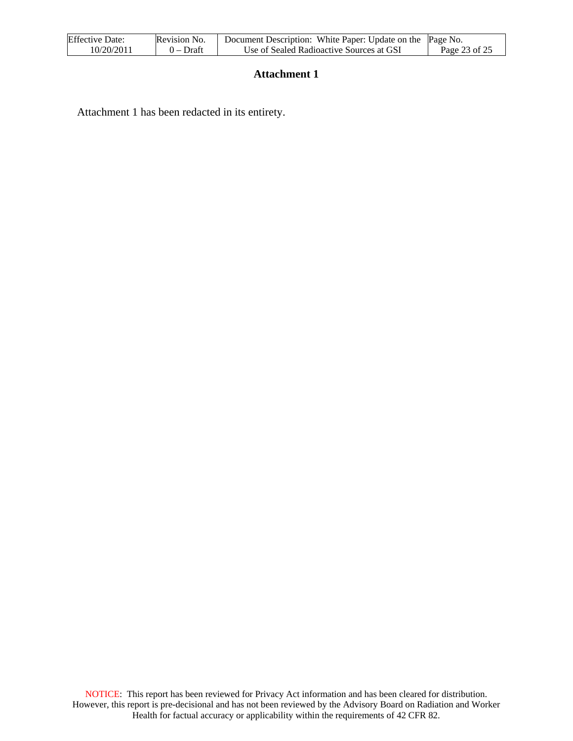# Attachment 1

Attachment 1 has been redacted in its entirety.

NOTICE: This report has been reviewed for Privacy Act information and has been cleared for distribution. However, this report is pre-decisional and has not been reviewed by the Advisory Board on Radiation and Worker Health for factual accuracy or applicability within the requirements of 42 CFR 82.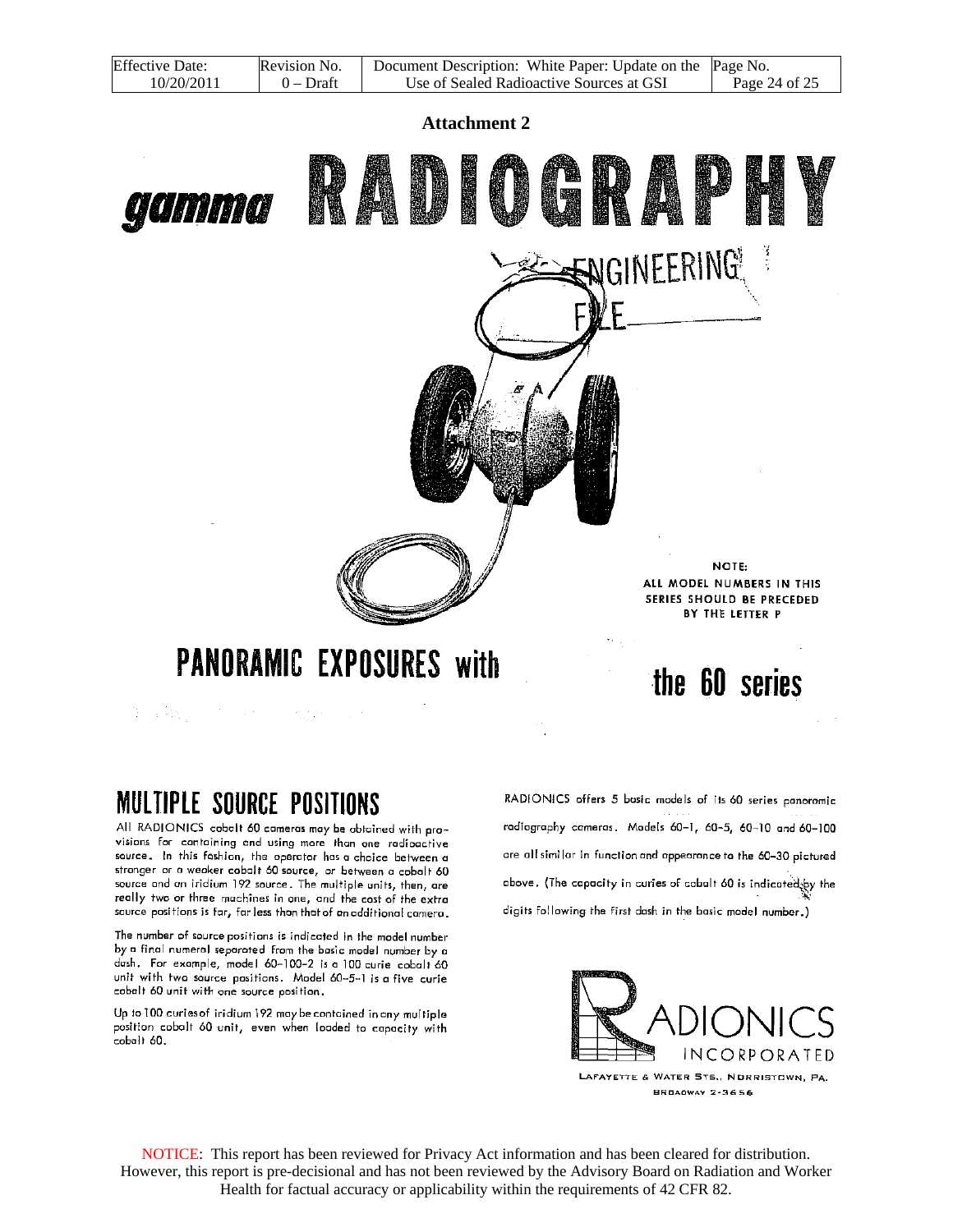**Attachment 2**

# gamma RADIOGRAPHY

ENGINEERING FILE

NOTE:
ALL MODEL NUMBERS IN THIS SERIES SHOULD BE PRECEDED BY THE LETTER P

## PANORAMIC EXPOSURES with the 60 series

## MULTIPLE SOURCE POSITIONS

All RADIONICS cobalt 60 cameras may be obtained with provisions for containing and using more than one radioactive source. In this fashion, the operator has a choice between a stronger or a weaker cobalt 60 source, or between a cobalt 60 source and an iridium 192 source. The multiple units, then, are really two or three machines in one, and the cost of the extra source positions is far, far less than that of an additional camera.

The number of source positions is indicated in the model number by a final numeral separated from the basic model number by a dash. For example, model 60-100-2 is a 100 curie cobalt 60 unit with two source positions. Model 60-5-1 is a five curie cobalt 60 unit with one source position.

Up to 100 curies of iridium 192 may be contained in any multiple position cobalt 60 unit, even when loaded to capacity with cobalt 60.

RADIONICS offers 5 basic models of its 60 series panoramic radiography cameras. Models 60-1, 60-5, 60-10 and 60-100 are all similar in function and appearance to the 60-30 pictured above. (The capacity in curies of cobalt 60 is indicated by the digits following the first dash in the basic model number.)

RADIONICS INCORPORATED
LAFAYETTE & WATER STS., NORRISTOWN, PA.
BROADWAY 2-3656

NOTICE: This report has been reviewed for Privacy Act information and has been cleared for distribution. However, this report is pre-decisional and has not been reviewed by the Advisory Board on Radiation and Worker Health for factual accuracy or applicability within the requirements of 42 CFR 82.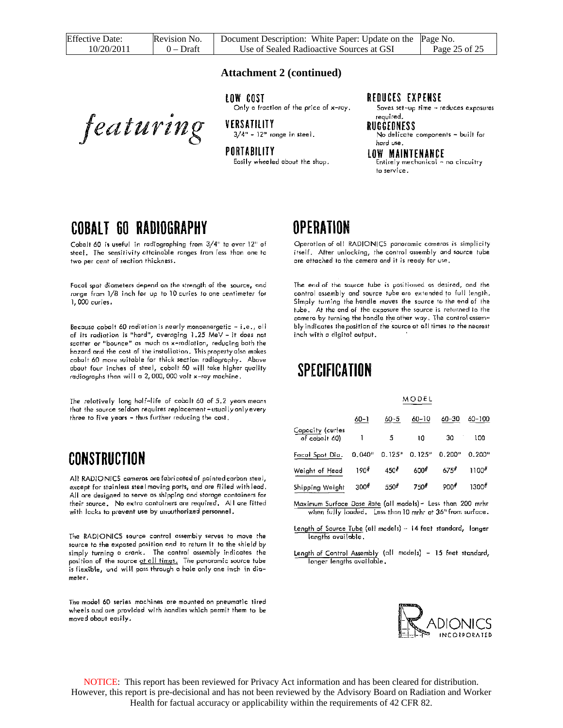**Attachment 2 (continued)**

*featuring*

**LOW COST**
Only a fraction of the price of x-ray.

**VERSATILITY**
3/4" - 12" range in steel.

**PORTABILITY**
Easily wheeled about the shop.

**REDUCES EXPENSE**
Saves set-up time – reduces exposures required.

**RUGGEDNESS**
No delicate components – built for hard use.

**LOW MAINTENANCE**
Entirely mechanical – no circuitry to service.

## COBALT 60 RADIOGRAPHY

Cobalt 60 is useful in radiographing from 3/4" to over 12" of steel. The sensitivity attainable ranges from less than one to two per cent of section thickness.

Focal spot diameters depend on the strength of the source, and range from 1/8 inch for up to 10 curies to one centimeter for 1,000 curies.

Because cobalt 60 radiation is nearly monoenergetic – i.e., all of its radiation is "hard", averaging 1.25 MeV – it does not scatter or "bounce" as much as x-radiation, reducing both the hazard and the cost of the installation. This property also makes cobalt 60 more suitable for thick section radiography. Above about four inches of steel, cobalt 60 will take higher quality radiographs than will a 2,000,000 volt x-ray machine.

The relatively long half-life of cobalt 60 of 5.2 years means that the source seldom requires replacement – usually only every three to five years – thus further reducing the cost.

## CONSTRUCTION

All RADIONICS cameras are fabricated of painted carbon steel, except for stainless steel moving parts, and are filled with lead. All are designed to serve as shipping and storage containers for their source. No extra containers are required. All are fitted with locks to prevent use by unauthorized personnel.

The RADIONICS source control assembly serves to move the source to the exposed position and to return it to the shield by simply turning a crank. The control assembly indicates the position of the source at all times. The panoramic source tube is flexible, and will pass through a hole only one inch in diameter.

The model 60 series machines are mounted on pneumatic tired wheels and are provided with handles which permit them to be moved about easily.

## OPERATION

Operation of all RADIONICS panoramic cameras is simplicity itself. After unlocking, the control assembly and source tube are attached to the camera and it is ready for use.

The end of the source tube is positioned as desired, and the control assembly and source tube are extended to full length. Simply turning the handle moves the source to the end of the tube. At the end of the exposure the source is returned to the camera by turning the handle the other way. The control assembly indicates the position of the source at all times to the nearest inch with a digital output.

## SPECIFICATION

| | MODEL | | | | |
|---|---|---|---|---|---|
| | 60-1 | 60-5 | 60-10 | 60-30 | 60-100 |
| Capacity (curies of cobalt 60) | 1 | 5 | 10 | 30 | 100 |
| Focal Spot Dia. | 0.040" | 0.125" | 0.125" | 0.200" | 0.200" |
| Weight of Head | 190# | 450# | 600# | 675# | 1100# |
| Shipping Weight | 300# | 550# | 750# | 900# | 1300# |

Maximum Surface Dose Rate (all models) – Less than 200 mrhr when fully loaded. Less than 10 mrhr at 36" from surface.

Length of Source Tube (all models) – 14 feet standard, longer lengths available.

Length of Control Assembly (all models) – 15 feet standard, longer lengths available.

RADIONICS INCORPORATED

NOTICE: This report has been reviewed for Privacy Act information and has been cleared for distribution. However, this report is pre-decisional and has not been reviewed by the Advisory Board on Radiation and Worker Health for factual accuracy or applicability within the requirements of 42 CFR 82.